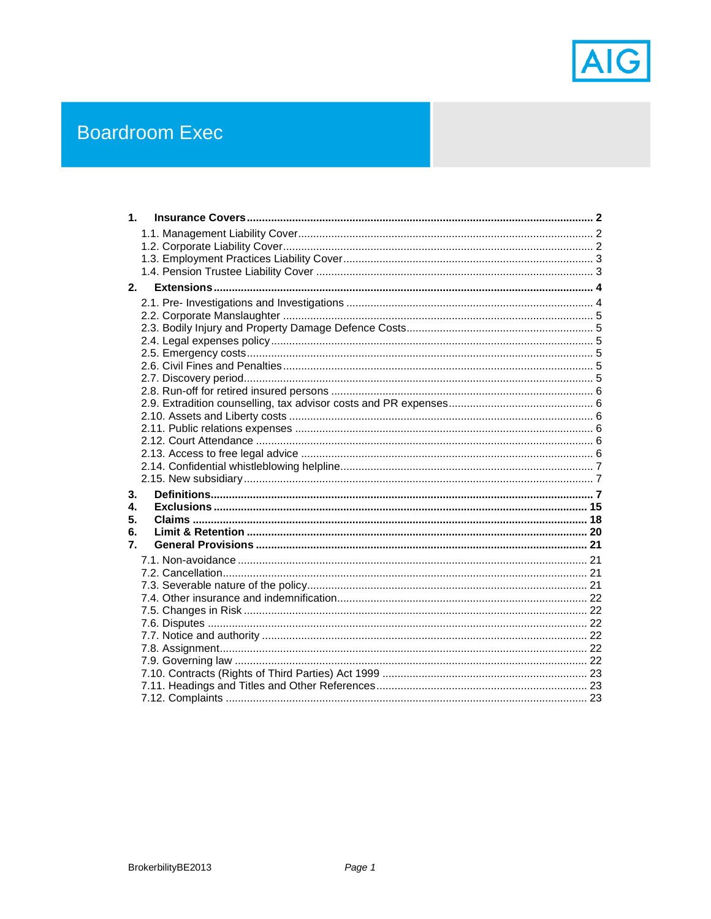AIG

# Boardroom Exec

**1. Insurance Covers** .......... **2**

1.1. Management Liability Cover .......... 2
1.2. Corporate Liability Cover .......... 2
1.3. Employment Practices Liability Cover .......... 3
1.4. Pension Trustee Liability Cover .......... 3

**2. Extensions** .......... **4**

2.1. Pre- Investigations and Investigations .......... 4
2.2. Corporate Manslaughter .......... 5
2.3. Bodily Injury and Property Damage Defence Costs .......... 5
2.4. Legal expenses policy .......... 5
2.5. Emergency costs .......... 5
2.6. Civil Fines and Penalties .......... 5
2.7. Discovery period .......... 5
2.8. Run-off for retired insured persons .......... 6
2.9. Extradition counselling, tax advisor costs and PR expenses .......... 6
2.10. Assets and Liberty costs .......... 6
2.11. Public relations expenses .......... 6
2.12. Court Attendance .......... 6
2.13. Access to free legal advice .......... 6
2.14. Confidential whistleblowing helpline .......... 7
2.15. New subsidiary .......... 7

**3. Definitions** .......... **7**
**4. Exclusions** .......... **15**
**5. Claims** .......... **18**
**6. Limit & Retention** .......... **20**
**7. General Provisions** .......... **21**

7.1. Non-avoidance .......... 21
7.2. Cancellation .......... 21
7.3. Severable nature of the policy .......... 21
7.4. Other insurance and indemnification .......... 22
7.5. Changes in Risk .......... 22
7.6. Disputes .......... 22
7.7. Notice and authority .......... 22
7.8. Assignment .......... 22
7.9. Governing law .......... 22
7.10. Contracts (Rights of Third Parties) Act 1999 .......... 23
7.11. Headings and Titles and Other References .......... 23
7.12. Complaints .......... 23

BrokerbilityBE2013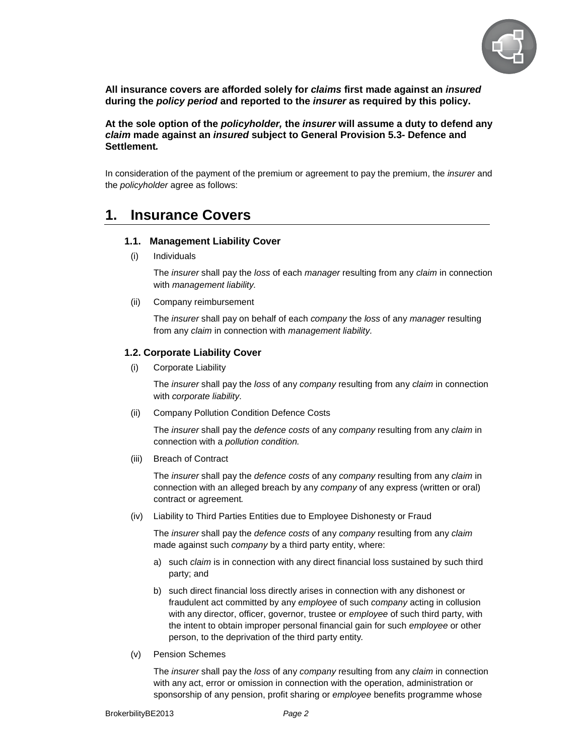**All insurance covers are afforded solely for *claims* first made against an *insured* during the *policy period* and reported to the *insurer* as required by this policy.**

**At the sole option of the *policyholder,* the *insurer* will assume a duty to defend any *claim* made against an *insured* subject to General Provision 5.3- Defence and Settlement*.***

In consideration of the payment of the premium or agreement to pay the premium, the *insurer* and the *policyholder* agree as follows:

# 1. Insurance Covers

### 1.1. Management Liability Cover

(i) Individuals

The *insurer* shall pay the *loss* of each *manager* resulting from any *claim* in connection with *management liability.*

(ii) Company reimbursement

The *insurer* shall pay on behalf of each *company* the *loss* of any *manager* resulting from any *claim* in connection with *management liability*.

### 1.2. Corporate Liability Cover

(i) Corporate Liability

The *insurer* shall pay the *loss* of any *company* resulting from any *claim* in connection with *corporate liability*.

(ii) Company Pollution Condition Defence Costs

The *insurer* shall pay the *defence costs* of any *company* resulting from any *claim* in connection with a *pollution condition.*

(iii) Breach of Contract

The *insurer* shall pay the *defence costs* of any *company* resulting from any *claim* in connection with an alleged breach by any *company* of any express (written or oral) contract or agreement*.*

(iv) Liability to Third Parties Entities due to Employee Dishonesty or Fraud

The *insurer* shall pay the *defence costs* of any *company* resulting from any *claim* made against such *company* by a third party entity, where:

a) such *claim* is in connection with any direct financial loss sustained by such third party; and

b) such direct financial loss directly arises in connection with any dishonest or fraudulent act committed by any *employee* of such *company* acting in collusion with any director, officer, governor, trustee or *employee* of such third party, with the intent to obtain improper personal financial gain for such *employee* or other person, to the deprivation of the third party entity.

(v) Pension Schemes

The *insurer* shall pay the *loss* of any *company* resulting from any *claim* in connection with any act, error or omission in connection with the operation, administration or sponsorship of any pension, profit sharing or *employee* benefits programme whose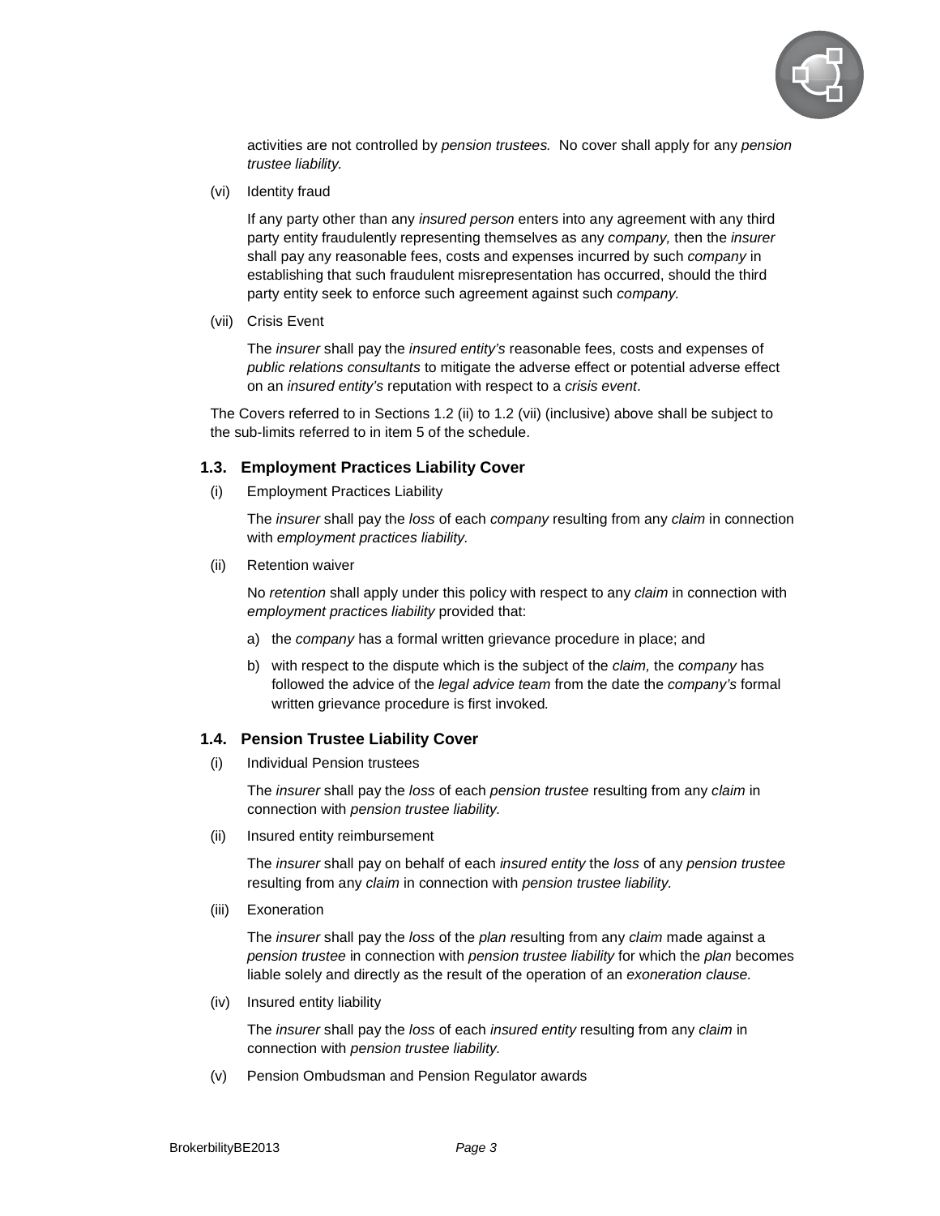activities are not controlled by *pension trustees.* No cover shall apply for any *pension trustee liability.*

(vi) Identity fraud

If any party other than any *insured person* enters into any agreement with any third party entity fraudulently representing themselves as any *company,* then the *insurer* shall pay any reasonable fees, costs and expenses incurred by such *company* in establishing that such fraudulent misrepresentation has occurred, should the third party entity seek to enforce such agreement against such *company.*

(vii) Crisis Event

The *insurer* shall pay the *insured entity's* reasonable fees, costs and expenses of *public relations consultants* to mitigate the adverse effect or potential adverse effect on an *insured entity's* reputation with respect to a *crisis event*.

The Covers referred to in Sections 1.2 (ii) to 1.2 (vii) (inclusive) above shall be subject to the sub-limits referred to in item 5 of the schedule.

### 1.3. Employment Practices Liability Cover

(i) Employment Practices Liability

The *insurer* shall pay the *loss* of each *company* resulting from any *claim* in connection with *employment practices liability.*

(ii) Retention waiver

No *retention* shall apply under this policy with respect to any *claim* in connection with *employment practices liability* provided that:

a) the *company* has a formal written grievance procedure in place; and

b) with respect to the dispute which is the subject of the *claim,* the *company* has followed the advice of the *legal advice team* from the date the *company's* formal written grievance procedure is first invoked.

### 1.4. Pension Trustee Liability Cover

(i) Individual Pension trustees

The *insurer* shall pay the *loss* of each *pension trustee* resulting from any *claim* in connection with *pension trustee liability.*

(ii) Insured entity reimbursement

The *insurer* shall pay on behalf of each *insured entity* the *loss* of any *pension trustee* resulting from any *claim* in connection with *pension trustee liability.*

(iii) Exoneration

The *insurer* shall pay the *loss* of the *plan* resulting from any *claim* made against a *pension trustee* in connection with *pension trustee liability* for which the *plan* becomes liable solely and directly as the result of the operation of an *exoneration clause.*

(iv) Insured entity liability

The *insurer* shall pay the *loss* of each *insured entity* resulting from any *claim* in connection with *pension trustee liability.*

(v) Pension Ombudsman and Pension Regulator awards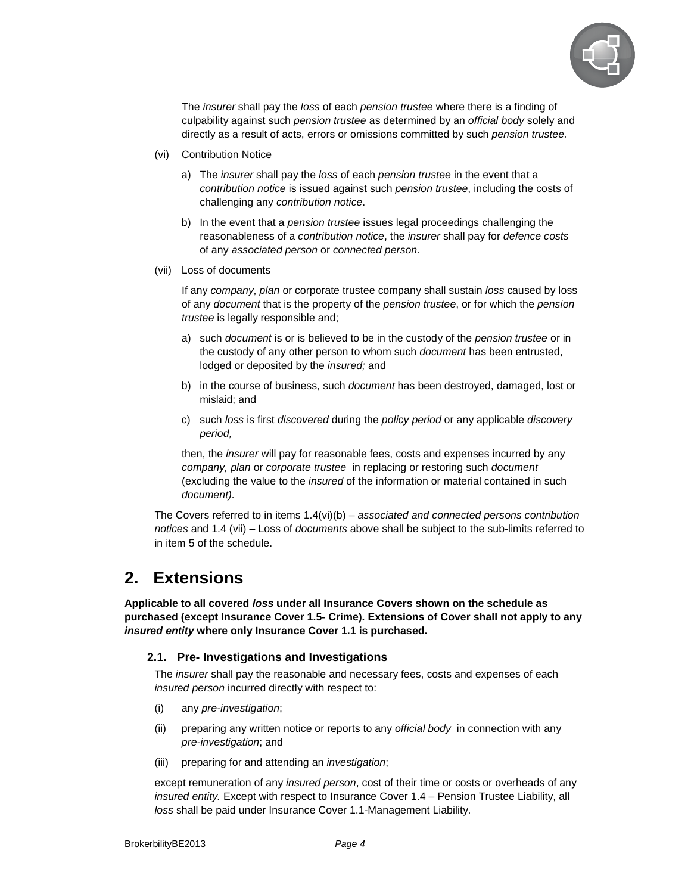The *insurer* shall pay the *loss* of each *pension trustee* where there is a finding of culpability against such *pension trustee* as determined by an *official body* solely and directly as a result of acts, errors or omissions committed by such *pension trustee.*

(vi) Contribution Notice

a) The *insurer* shall pay the *loss* of each *pension trustee* in the event that a *contribution notice* is issued against such *pension trustee*, including the costs of challenging any *contribution notice*.

b) In the event that a *pension trustee* issues legal proceedings challenging the reasonableness of a *contribution notice*, the *insurer* shall pay for *defence costs* of any *associated person* or *connected person.*

(vii) Loss of documents

If any *company*, *plan* or corporate trustee company shall sustain *loss* caused by loss of any *document* that is the property of the *pension trustee*, or for which the *pension trustee* is legally responsible and;

a) such *document* is or is believed to be in the custody of the *pension trustee* or in the custody of any other person to whom such *document* has been entrusted, lodged or deposited by the *insured;* and

b) in the course of business, such *document* has been destroyed, damaged, lost or mislaid; and

c) such *loss* is first *discovered* during the *policy period* or any applicable *discovery period,*

then, the *insurer* will pay for reasonable fees, costs and expenses incurred by any *company, plan* or *corporate trustee* in replacing or restoring such *document* (excluding the value to the *insured* of the information or material contained in such *document).*

The Covers referred to in items 1.4(vi)(b) – *associated and connected persons contribution notices* and 1.4 (vii) – Loss of *documents* above shall be subject to the sub-limits referred to in item 5 of the schedule.

# 2. Extensions

**Applicable to all covered *loss* under all Insurance Covers shown on the schedule as purchased (except Insurance Cover 1.5- Crime). Extensions of Cover shall not apply to any *insured entity* where only Insurance Cover 1.1 is purchased.**

### 2.1. Pre- Investigations and Investigations

The *insurer* shall pay the reasonable and necessary fees, costs and expenses of each *insured person* incurred directly with respect to:

(i) any *pre-investigation*;

(ii) preparing any written notice or reports to any *official body* in connection with any *pre-investigation*; and

(iii) preparing for and attending an *investigation*;

except remuneration of any *insured person*, cost of their time or costs or overheads of any *insured entity.* Except with respect to Insurance Cover 1.4 – Pension Trustee Liability, all *loss* shall be paid under Insurance Cover 1.1-Management Liability.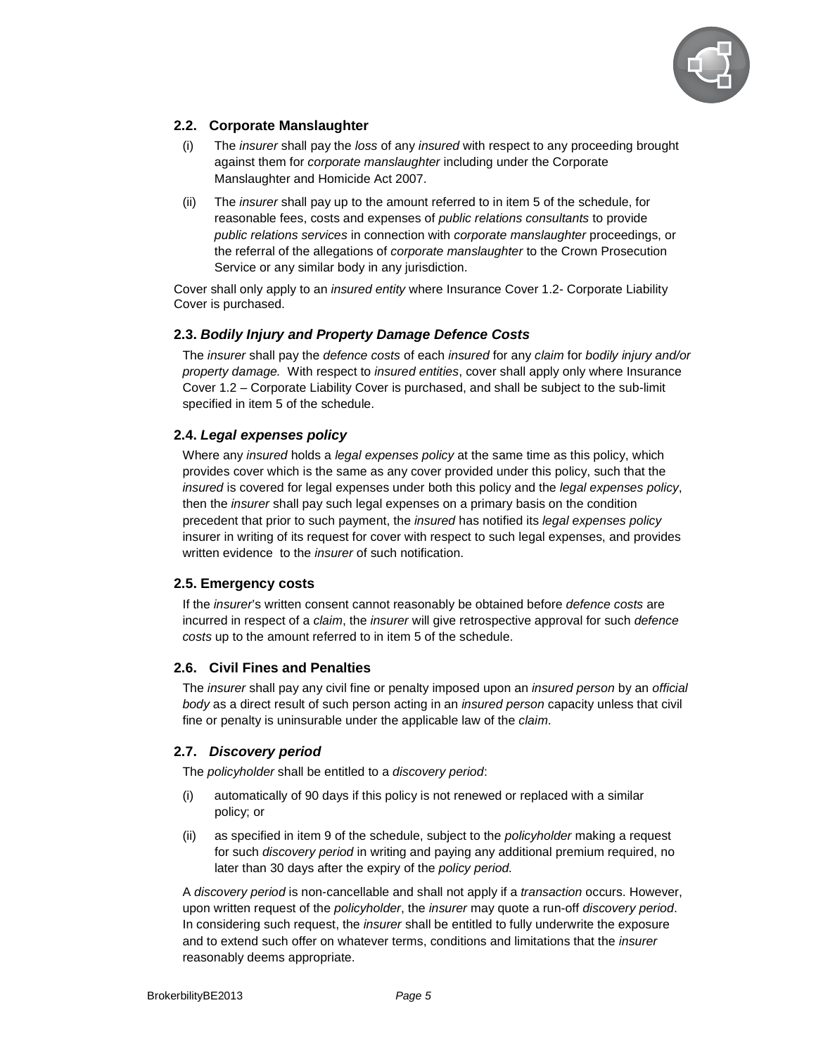### 2.2. Corporate Manslaughter

(i) The *insurer* shall pay the *loss* of any *insured* with respect to any proceeding brought against them for *corporate manslaughter* including under the Corporate Manslaughter and Homicide Act 2007.

(ii) The *insurer* shall pay up to the amount referred to in item 5 of the schedule, for reasonable fees, costs and expenses of *public relations consultants* to provide *public relations services* in connection with *corporate manslaughter* proceedings, or the referral of the allegations of *corporate manslaughter* to the Crown Prosecution Service or any similar body in any jurisdiction.

Cover shall only apply to an *insured entity* where Insurance Cover 1.2- Corporate Liability Cover is purchased.

### 2.3. *Bodily Injury and Property Damage Defence Costs*

The *insurer* shall pay the *defence costs* of each *insured* for any *claim* for *bodily injury and/or property damage.* With respect to *insured entities*, cover shall apply only where Insurance Cover 1.2 – Corporate Liability Cover is purchased, and shall be subject to the sub-limit specified in item 5 of the schedule.

### 2.4. *Legal expenses policy*

Where any *insured* holds a *legal expenses policy* at the same time as this policy, which provides cover which is the same as any cover provided under this policy, such that the *insured* is covered for legal expenses under both this policy and the *legal expenses policy*, then the *insurer* shall pay such legal expenses on a primary basis on the condition precedent that prior to such payment, the *insured* has notified its *legal expenses policy* insurer in writing of its request for cover with respect to such legal expenses, and provides written evidence to the *insurer* of such notification.

### 2.5. Emergency costs

If the *insurer*'s written consent cannot reasonably be obtained before *defence costs* are incurred in respect of a *claim*, the *insurer* will give retrospective approval for such *defence costs* up to the amount referred to in item 5 of the schedule.

### 2.6. Civil Fines and Penalties

The *insurer* shall pay any civil fine or penalty imposed upon an *insured person* by an *official body* as a direct result of such person acting in an *insured person* capacity unless that civil fine or penalty is uninsurable under the applicable law of the *claim*.

### 2.7. *Discovery period*

The *policyholder* shall be entitled to a *discovery period*:

(i) automatically of 90 days if this policy is not renewed or replaced with a similar policy; or

(ii) as specified in item 9 of the schedule, subject to the *policyholder* making a request for such *discovery period* in writing and paying any additional premium required, no later than 30 days after the expiry of the *policy period.*

A *discovery period* is non-cancellable and shall not apply if a *transaction* occurs. However, upon written request of the *policyholder*, the *insurer* may quote a run-off *discovery period*. In considering such request, the *insurer* shall be entitled to fully underwrite the exposure and to extend such offer on whatever terms, conditions and limitations that the *insurer* reasonably deems appropriate.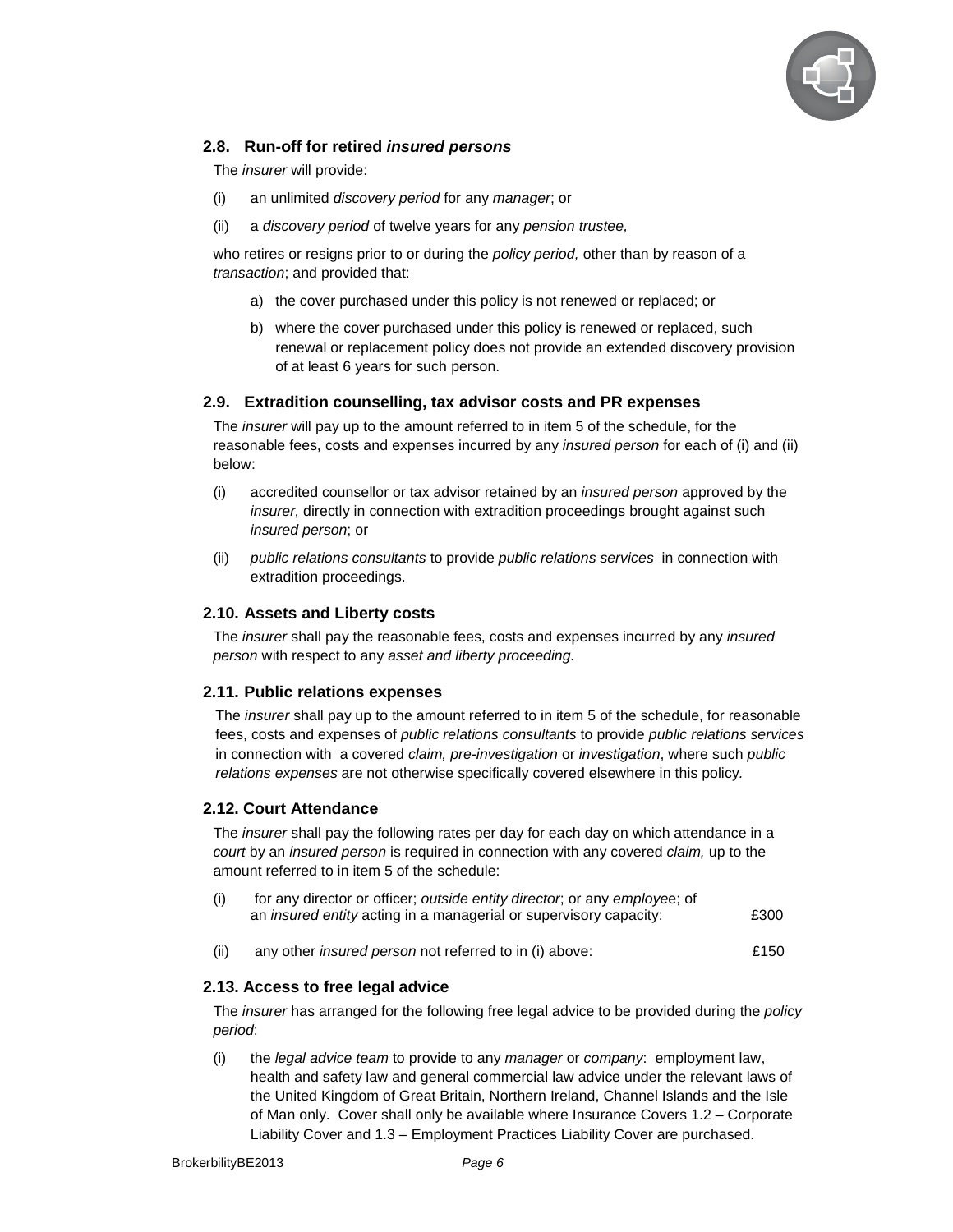### 2.8. Run-off for retired *insured persons*

The *insurer* will provide:

(i) an unlimited *discovery period* for any *manager*; or

(ii) a *discovery period* of twelve years for any *pension trustee,*

who retires or resigns prior to or during the *policy period,* other than by reason of a *transaction*; and provided that:

a) the cover purchased under this policy is not renewed or replaced; or

b) where the cover purchased under this policy is renewed or replaced, such renewal or replacement policy does not provide an extended discovery provision of at least 6 years for such person.

### 2.9. Extradition counselling, tax advisor costs and PR expenses

The *insurer* will pay up to the amount referred to in item 5 of the schedule, for the reasonable fees, costs and expenses incurred by any *insured person* for each of (i) and (ii) below:

(i) accredited counsellor or tax advisor retained by an *insured person* approved by the *insurer,* directly in connection with extradition proceedings brought against such *insured person*; or

(ii) *public relations consultants* to provide *public relations services* in connection with extradition proceedings.

### 2.10. Assets and Liberty costs

The *insurer* shall pay the reasonable fees, costs and expenses incurred by any *insured person* with respect to any *asset and liberty proceeding.*

### 2.11. Public relations expenses

The *insurer* shall pay up to the amount referred to in item 5 of the schedule, for reasonable fees, costs and expenses of *public relations consultants* to provide *public relations services* in connection with a covered *claim, pre-investigation* or *investigation*, where such *public relations expenses* are not otherwise specifically covered elsewhere in this policy.

### 2.12. Court Attendance

The *insurer* shall pay the following rates per day for each day on which attendance in a *court* by an *insured person* is required in connection with any covered *claim,* up to the amount referred to in item 5 of the schedule:

(i) for any director or officer; *outside entity director*; or any *employee*; of an *insured entity* acting in a managerial or supervisory capacity: £300

(ii) any other *insured person* not referred to in (i) above: £150

### 2.13. Access to free legal advice

The *insurer* has arranged for the following free legal advice to be provided during the *policy period*:

(i) the *legal advice team* to provide to any *manager* or *company*: employment law, health and safety law and general commercial law advice under the relevant laws of the United Kingdom of Great Britain, Northern Ireland, Channel Islands and the Isle of Man only. Cover shall only be available where Insurance Covers 1.2 – Corporate Liability Cover and 1.3 – Employment Practices Liability Cover are purchased.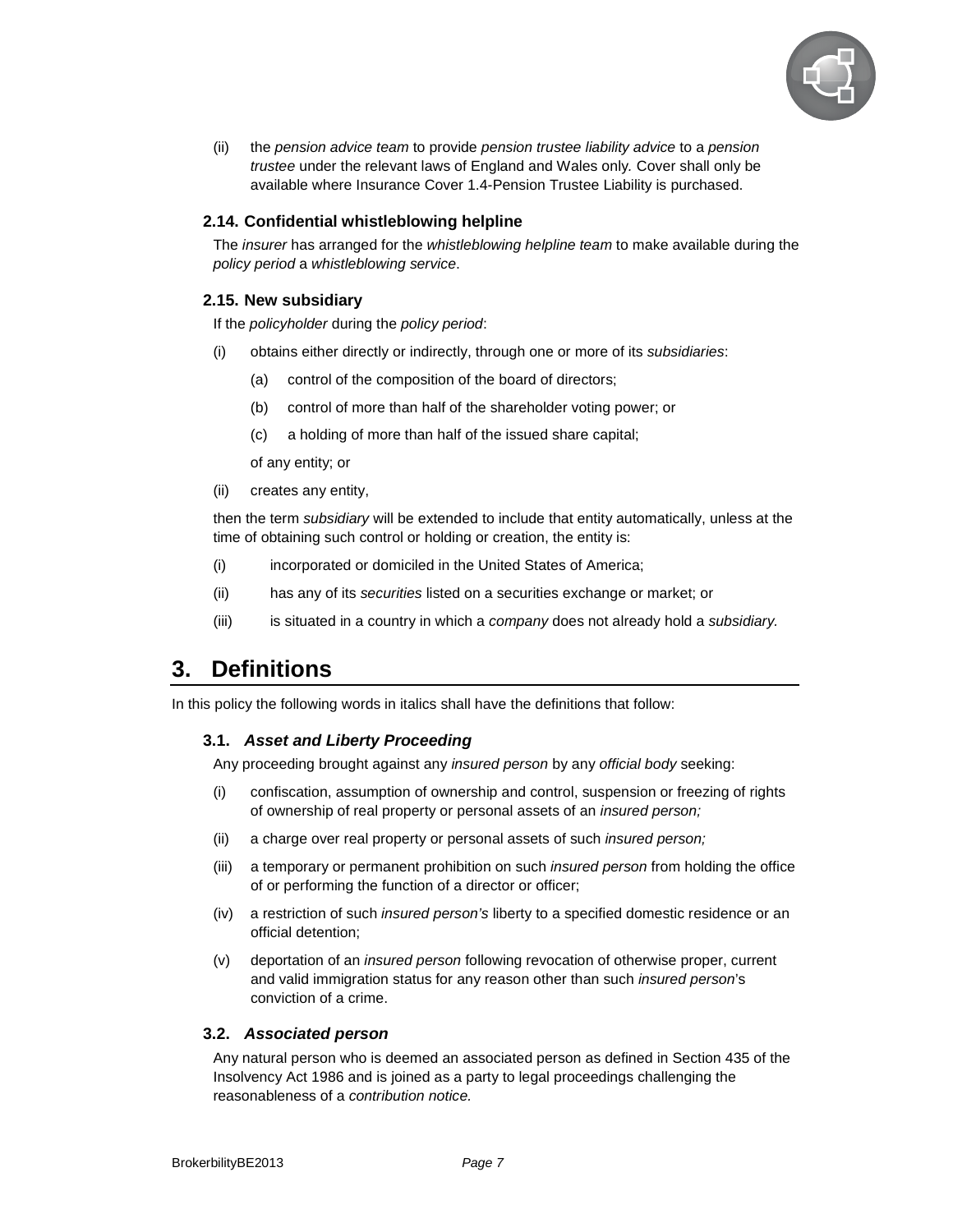(ii) the *pension advice team* to provide *pension trustee liability advice* to a *pension trustee* under the relevant laws of England and Wales only. Cover shall only be available where Insurance Cover 1.4-Pension Trustee Liability is purchased.

### 2.14. Confidential whistleblowing helpline

The *insurer* has arranged for the *whistleblowing helpline team* to make available during the *policy period* a *whistleblowing service*.

### 2.15. New subsidiary

If the *policyholder* during the *policy period*:

(i) obtains either directly or indirectly, through one or more of its *subsidiaries*:

  (a) control of the composition of the board of directors;

  (b) control of more than half of the shareholder voting power; or

  (c) a holding of more than half of the issued share capital;

  of any entity; or

(ii) creates any entity,

then the term *subsidiary* will be extended to include that entity automatically, unless at the time of obtaining such control or holding or creation, the entity is:

(i) incorporated or domiciled in the United States of America;

(ii) has any of its *securities* listed on a securities exchange or market; or

(iii) is situated in a country in which a *company* does not already hold a *subsidiary.*

## 3. Definitions

In this policy the following words in italics shall have the definitions that follow:

### 3.1. *Asset and Liberty Proceeding*

Any proceeding brought against any *insured person* by any *official body* seeking:

(i) confiscation, assumption of ownership and control, suspension or freezing of rights of ownership of real property or personal assets of an *insured person;*

(ii) a charge over real property or personal assets of such *insured person;*

(iii) a temporary or permanent prohibition on such *insured person* from holding the office of or performing the function of a director or officer;

(iv) a restriction of such *insured person's* liberty to a specified domestic residence or an official detention;

(v) deportation of an *insured person* following revocation of otherwise proper, current and valid immigration status for any reason other than such *insured person*'s conviction of a crime.

### 3.2. *Associated person*

Any natural person who is deemed an associated person as defined in Section 435 of the Insolvency Act 1986 and is joined as a party to legal proceedings challenging the reasonableness of a *contribution notice.*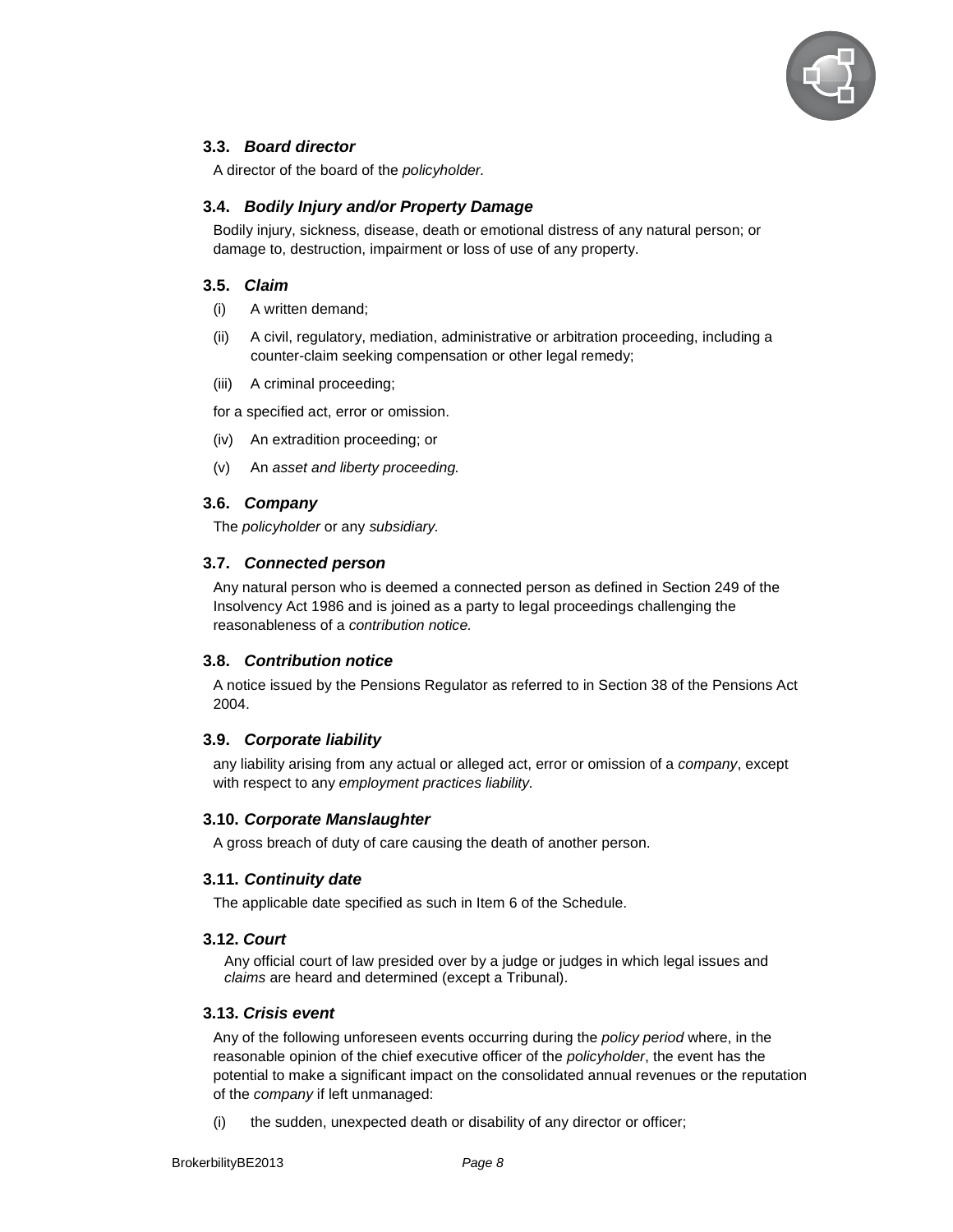### 3.3. ***Board director***

A director of the board of the *policyholder.*

### 3.4. ***Bodily Injury and/or Property Damage***

Bodily injury, sickness, disease, death or emotional distress of any natural person; or damage to, destruction, impairment or loss of use of any property.

### 3.5. ***Claim***

(i) A written demand;

(ii) A civil, regulatory, mediation, administrative or arbitration proceeding, including a counter-claim seeking compensation or other legal remedy;

(iii) A criminal proceeding;

for a specified act, error or omission.

(iv) An extradition proceeding; or

(v) An *asset and liberty proceeding.*

### 3.6. ***Company***

The *policyholder* or any *subsidiary.*

### 3.7. ***Connected person***

Any natural person who is deemed a connected person as defined in Section 249 of the Insolvency Act 1986 and is joined as a party to legal proceedings challenging the reasonableness of a *contribution notice.*

### 3.8. ***Contribution notice***

A notice issued by the Pensions Regulator as referred to in Section 38 of the Pensions Act 2004.

### 3.9. ***Corporate liability***

any liability arising from any actual or alleged act, error or omission of a *company*, except with respect to any *employment practices liability*.

### 3.10. ***Corporate Manslaughter***

A gross breach of duty of care causing the death of another person.

### 3.11. ***Continuity date***

The applicable date specified as such in Item 6 of the Schedule.

### 3.12. ***Court***

Any official court of law presided over by a judge or judges in which legal issues and *claims* are heard and determined (except a Tribunal).

### 3.13. ***Crisis event***

Any of the following unforeseen events occurring during the *policy period* where, in the reasonable opinion of the chief executive officer of the *policyholder*, the event has the potential to make a significant impact on the consolidated annual revenues or the reputation of the *company* if left unmanaged:

(i) the sudden, unexpected death or disability of any director or officer;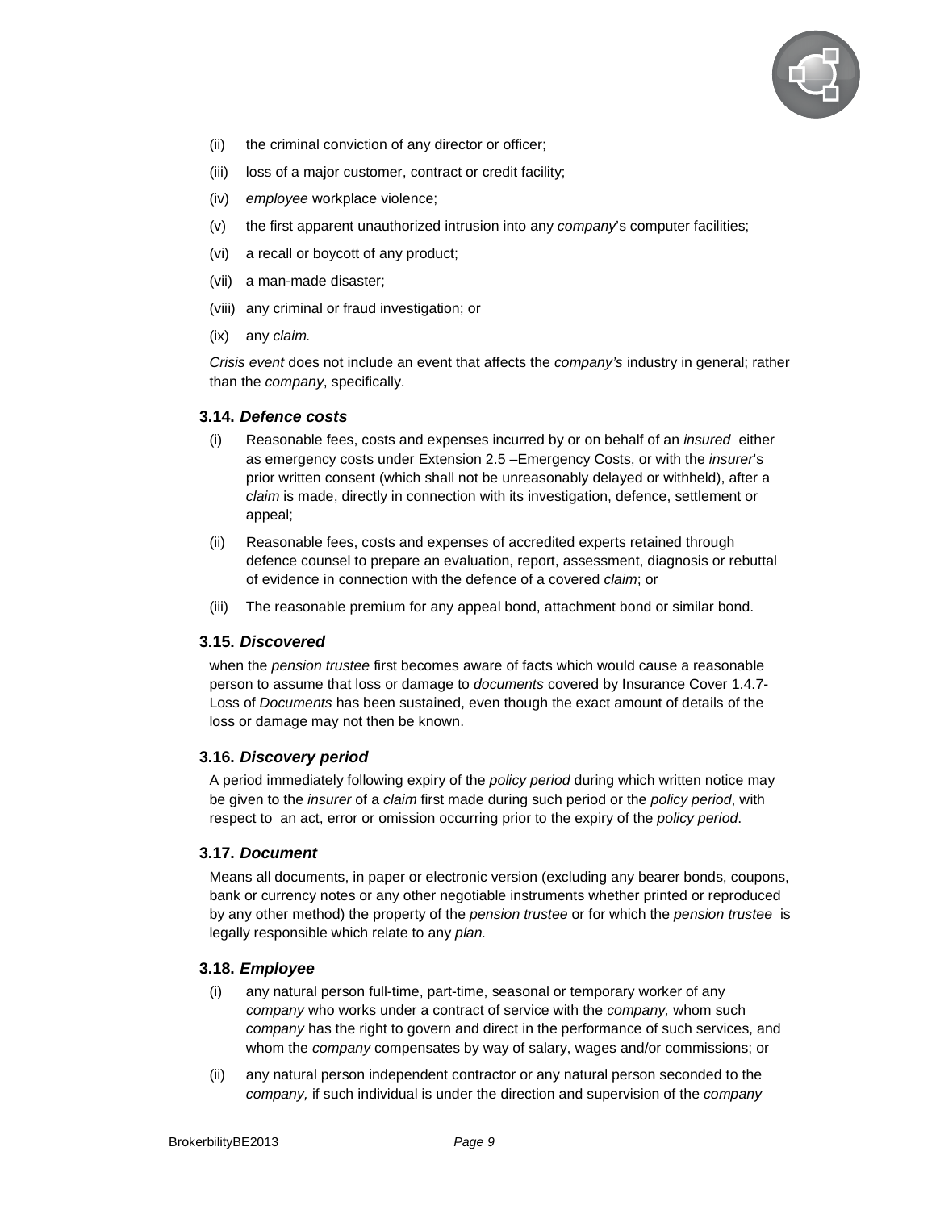(ii) the criminal conviction of any director or officer;

(iii) loss of a major customer, contract or credit facility;

(iv) *employee* workplace violence;

(v) the first apparent unauthorized intrusion into any *company*'s computer facilities;

(vi) a recall or boycott of any product;

(vii) a man-made disaster;

(viii) any criminal or fraud investigation; or

(ix) any *claim.*

*Crisis event* does not include an event that affects the *company's* industry in general; rather than the *company*, specifically.

### 3.14. *Defence costs*

(i) Reasonable fees, costs and expenses incurred by or on behalf of an *insured* either as emergency costs under Extension 2.5 –Emergency Costs, or with the *insurer*'s prior written consent (which shall not be unreasonably delayed or withheld), after a *claim* is made, directly in connection with its investigation, defence, settlement or appeal;

(ii) Reasonable fees, costs and expenses of accredited experts retained through defence counsel to prepare an evaluation, report, assessment, diagnosis or rebuttal of evidence in connection with the defence of a covered *claim*; or

(iii) The reasonable premium for any appeal bond, attachment bond or similar bond.

### 3.15. *Discovered*

when the *pension trustee* first becomes aware of facts which would cause a reasonable person to assume that loss or damage to *documents* covered by Insurance Cover 1.4.7- Loss of *Documents* has been sustained, even though the exact amount of details of the loss or damage may not then be known.

### 3.16. *Discovery period*

A period immediately following expiry of the *policy period* during which written notice may be given to the *insurer* of a *claim* first made during such period or the *policy period*, with respect to an act, error or omission occurring prior to the expiry of the *policy period*.

### 3.17. *Document*

Means all documents, in paper or electronic version (excluding any bearer bonds, coupons, bank or currency notes or any other negotiable instruments whether printed or reproduced by any other method) the property of the *pension trustee* or for which the *pension trustee* is legally responsible which relate to any *plan.*

### 3.18. *Employee*

(i) any natural person full-time, part-time, seasonal or temporary worker of any *company* who works under a contract of service with the *company,* whom such *company* has the right to govern and direct in the performance of such services, and whom the *company* compensates by way of salary, wages and/or commissions; or

(ii) any natural person independent contractor or any natural person seconded to the *company,* if such individual is under the direction and supervision of the *company*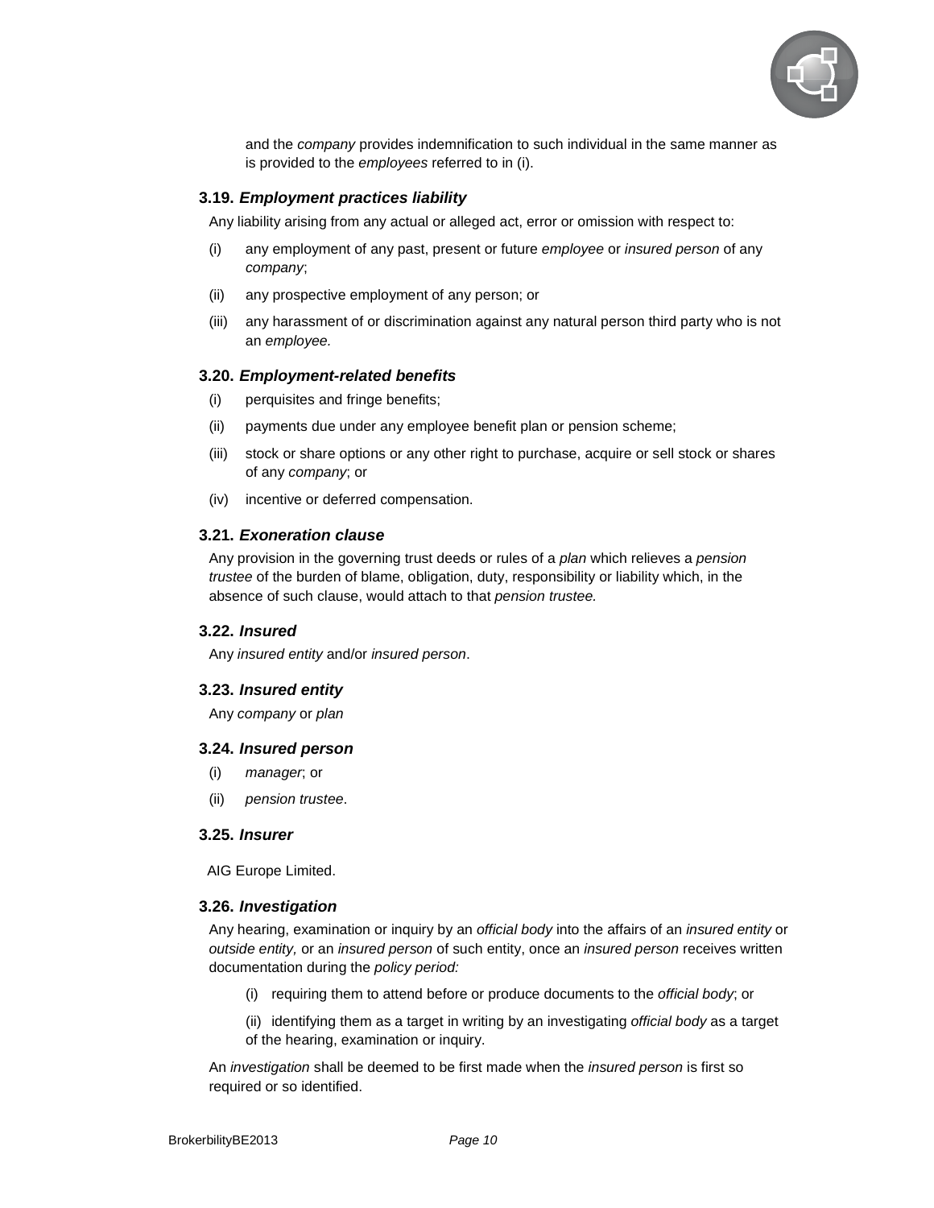and the *company* provides indemnification to such individual in the same manner as is provided to the *employees* referred to in (i).

### 3.19. *Employment practices liability*

Any liability arising from any actual or alleged act, error or omission with respect to:

(i) any employment of any past, present or future *employee* or *insured person* of any *company*;

(ii) any prospective employment of any person; or

(iii) any harassment of or discrimination against any natural person third party who is not an *employee.*

### 3.20. *Employment-related benefits*

(i) perquisites and fringe benefits;

(ii) payments due under any employee benefit plan or pension scheme;

(iii) stock or share options or any other right to purchase, acquire or sell stock or shares of any *company*; or

(iv) incentive or deferred compensation.

### 3.21. *Exoneration clause*

Any provision in the governing trust deeds or rules of a *plan* which relieves a *pension trustee* of the burden of blame, obligation, duty, responsibility or liability which, in the absence of such clause, would attach to that *pension trustee.*

### 3.22. *Insured*

Any *insured entity* and/or *insured person*.

### 3.23. *Insured entity*

Any *company* or *plan*

### 3.24. *Insured person*

(i) *manager*; or

(ii) *pension trustee*.

### 3.25. *Insurer*

AIG Europe Limited.

### 3.26. *Investigation*

Any hearing, examination or inquiry by an *official body* into the affairs of an *insured entity* or *outside entity,* or an *insured person* of such entity, once an *insured person* receives written documentation during the *policy period:*

(i) requiring them to attend before or produce documents to the *official body*; or

(ii) identifying them as a target in writing by an investigating *official body* as a target of the hearing, examination or inquiry.

An *investigation* shall be deemed to be first made when the *insured person* is first so required or so identified.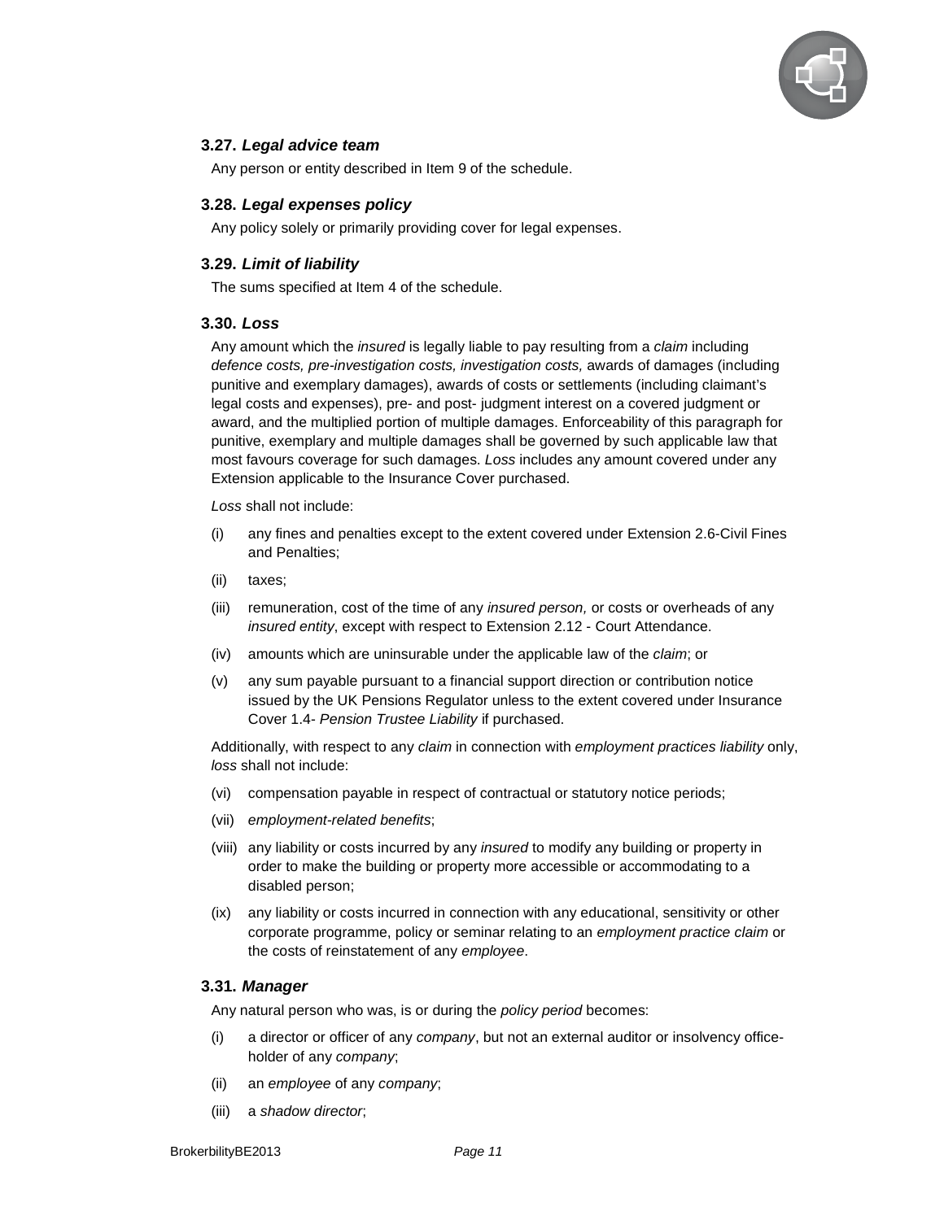### 3.27. *Legal advice team*

Any person or entity described in Item 9 of the schedule.

### 3.28. *Legal expenses policy*

Any policy solely or primarily providing cover for legal expenses.

### 3.29. *Limit of liability*

The sums specified at Item 4 of the schedule.

### 3.30. *Loss*

Any amount which the *insured* is legally liable to pay resulting from a *claim* including *defence costs, pre-investigation costs, investigation costs,* awards of damages (including punitive and exemplary damages), awards of costs or settlements (including claimant's legal costs and expenses), pre- and post- judgment interest on a covered judgment or award, and the multiplied portion of multiple damages. Enforceability of this paragraph for punitive, exemplary and multiple damages shall be governed by such applicable law that most favours coverage for such damages. *Loss* includes any amount covered under any Extension applicable to the Insurance Cover purchased.

*Loss* shall not include:

(i) any fines and penalties except to the extent covered under Extension 2.6-Civil Fines and Penalties;

(ii) taxes;

(iii) remuneration, cost of the time of any *insured person,* or costs or overheads of any *insured entity*, except with respect to Extension 2.12 - Court Attendance.

(iv) amounts which are uninsurable under the applicable law of the *claim*; or

(v) any sum payable pursuant to a financial support direction or contribution notice issued by the UK Pensions Regulator unless to the extent covered under Insurance Cover 1.4- *Pension Trustee Liability* if purchased.

Additionally, with respect to any *claim* in connection with *employment practices liability* only, *loss* shall not include:

(vi) compensation payable in respect of contractual or statutory notice periods;

(vii) *employment-related benefits*;

(viii) any liability or costs incurred by any *insured* to modify any building or property in order to make the building or property more accessible or accommodating to a disabled person;

(ix) any liability or costs incurred in connection with any educational, sensitivity or other corporate programme, policy or seminar relating to an *employment practice claim* or the costs of reinstatement of any *employee*.

### 3.31. *Manager*

Any natural person who was, is or during the *policy period* becomes:

(i) a director or officer of any *company*, but not an external auditor or insolvency office-holder of any *company*;

(ii) an *employee* of any *company*;

(iii) a *shadow director*;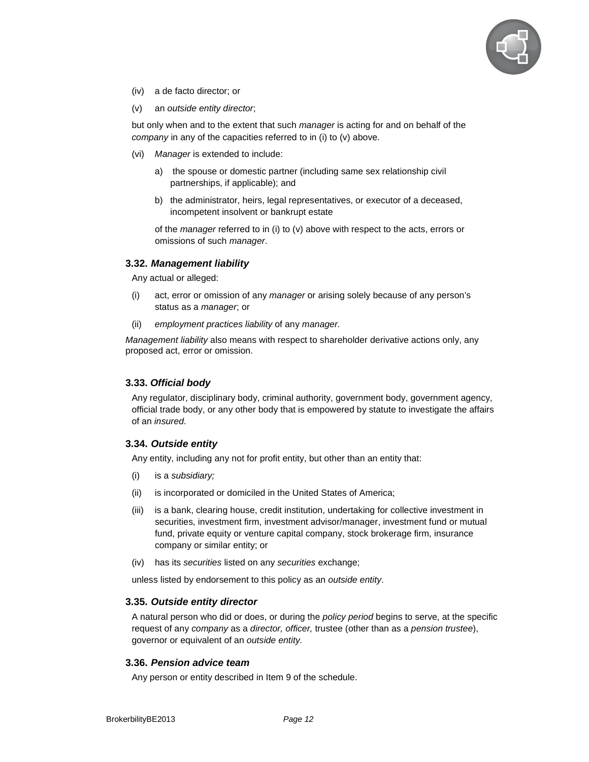(iv) a de facto director; or

(v) an *outside entity director*;

but only when and to the extent that such *manager* is acting for and on behalf of the *company* in any of the capacities referred to in (i) to (v) above.

(vi) *Manager* is extended to include:

a) the spouse or domestic partner (including same sex relationship civil partnerships, if applicable); and

b) the administrator, heirs, legal representatives, or executor of a deceased, incompetent insolvent or bankrupt estate

of the *manager* referred to in (i) to (v) above with respect to the acts, errors or omissions of such *manager*.

### 3.32. *Management liability*

Any actual or alleged:

(i) act, error or omission of any *manager* or arising solely because of any person's status as a *manager*; or

(ii) *employment practices liability* of any *manager.*

*Management liability* also means with respect to shareholder derivative actions only, any proposed act, error or omission.

### 3.33. *Official body*

Any regulator, disciplinary body, criminal authority, government body, government agency, official trade body, or any other body that is empowered by statute to investigate the affairs of an *insured.*

### 3.34. *Outside entity*

Any entity, including any not for profit entity, but other than an entity that:

(i) is a *subsidiary;*

(ii) is incorporated or domiciled in the United States of America;

(iii) is a bank, clearing house, credit institution, undertaking for collective investment in securities, investment firm, investment advisor/manager, investment fund or mutual fund, private equity or venture capital company, stock brokerage firm, insurance company or similar entity; or

(iv) has its *securities* listed on any *securities* exchange;

unless listed by endorsement to this policy as an *outside entity*.

### 3.35. *Outside entity director*

A natural person who did or does, or during the *policy period* begins to serve, at the specific request of any *company* as a *director, officer,* trustee (other than as a *pension trustee*), governor or equivalent of an *outside entity.*

### 3.36. *Pension advice team*

Any person or entity described in Item 9 of the schedule.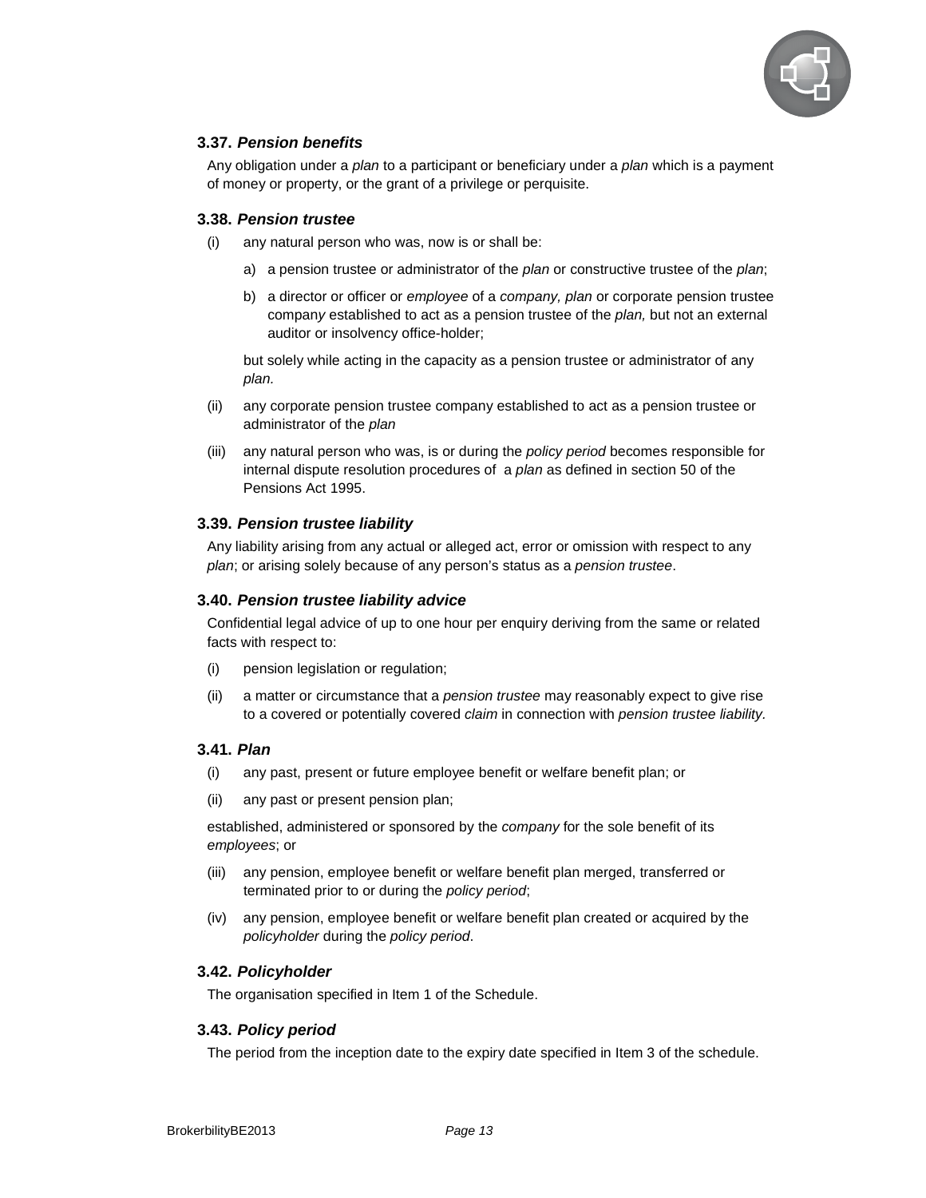### 3.37. ***Pension benefits***

Any obligation under a *plan* to a participant or beneficiary under a *plan* which is a payment of money or property, or the grant of a privilege or perquisite.

### 3.38. ***Pension trustee***

(i) any natural person who was, now is or shall be:

   a) a pension trustee or administrator of the *plan* or constructive trustee of the *plan*;

   b) a director or officer or *employee* of a *company, plan* or corporate pension trustee company established to act as a pension trustee of the *plan,* but not an external auditor or insolvency office-holder;

   but solely while acting in the capacity as a pension trustee or administrator of any *plan.*

(ii) any corporate pension trustee company established to act as a pension trustee or administrator of the *plan*

(iii) any natural person who was, is or during the *policy period* becomes responsible for internal dispute resolution procedures of a *plan* as defined in section 50 of the Pensions Act 1995.

### 3.39. ***Pension trustee liability***

Any liability arising from any actual or alleged act, error or omission with respect to any *plan*; or arising solely because of any person's status as a *pension trustee*.

### 3.40. ***Pension trustee liability advice***

Confidential legal advice of up to one hour per enquiry deriving from the same or related facts with respect to:

(i) pension legislation or regulation;

(ii) a matter or circumstance that a *pension trustee* may reasonably expect to give rise to a covered or potentially covered *claim* in connection with *pension trustee liability.*

### 3.41. ***Plan***

(i) any past, present or future employee benefit or welfare benefit plan; or

(ii) any past or present pension plan;

established, administered or sponsored by the *company* for the sole benefit of its *employees*; or

(iii) any pension, employee benefit or welfare benefit plan merged, transferred or terminated prior to or during the *policy period*;

(iv) any pension, employee benefit or welfare benefit plan created or acquired by the *policyholder* during the *policy period*.

### 3.42. ***Policyholder***

The organisation specified in Item 1 of the Schedule.

### 3.43. ***Policy period***

The period from the inception date to the expiry date specified in Item 3 of the schedule.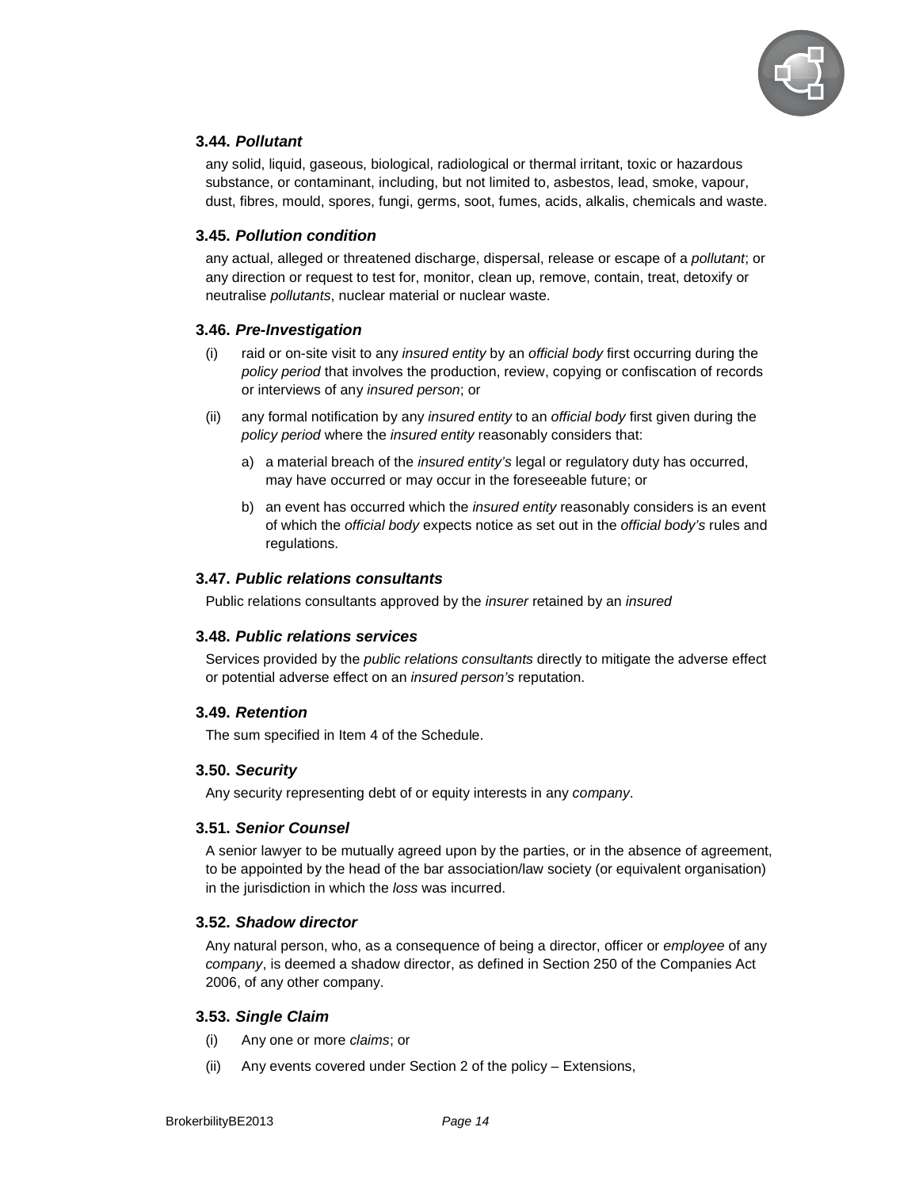### 3.44. *Pollutant*

any solid, liquid, gaseous, biological, radiological or thermal irritant, toxic or hazardous substance, or contaminant, including, but not limited to, asbestos, lead, smoke, vapour, dust, fibres, mould, spores, fungi, germs, soot, fumes, acids, alkalis, chemicals and waste.

### 3.45. *Pollution condition*

any actual, alleged or threatened discharge, dispersal, release or escape of a *pollutant*; or any direction or request to test for, monitor, clean up, remove, contain, treat, detoxify or neutralise *pollutants*, nuclear material or nuclear waste.

### 3.46. *Pre-Investigation*

(i) raid or on-site visit to any *insured entity* by an *official body* first occurring during the *policy period* that involves the production, review, copying or confiscation of records or interviews of any *insured person*; or

(ii) any formal notification by any *insured entity* to an *official body* first given during the *policy period* where the *insured entity* reasonably considers that:

   a) a material breach of the *insured entity's* legal or regulatory duty has occurred, may have occurred or may occur in the foreseeable future; or

   b) an event has occurred which the *insured entity* reasonably considers is an event of which the *official body* expects notice as set out in the *official body's* rules and regulations.

### 3.47. *Public relations consultants*

Public relations consultants approved by the *insurer* retained by an *insured*

### 3.48. *Public relations services*

Services provided by the *public relations consultants* directly to mitigate the adverse effect or potential adverse effect on an *insured person's* reputation.

### 3.49. *Retention*

The sum specified in Item 4 of the Schedule.

### 3.50. *Security*

Any security representing debt of or equity interests in any *company*.

### 3.51. *Senior Counsel*

A senior lawyer to be mutually agreed upon by the parties, or in the absence of agreement, to be appointed by the head of the bar association/law society (or equivalent organisation) in the jurisdiction in which the *loss* was incurred.

### 3.52. *Shadow director*

Any natural person, who, as a consequence of being a director, officer or *employee* of any *company*, is deemed a shadow director, as defined in Section 250 of the Companies Act 2006, of any other company.

### 3.53. *Single Claim*

(i) Any one or more *claims*; or

(ii) Any events covered under Section 2 of the policy – Extensions,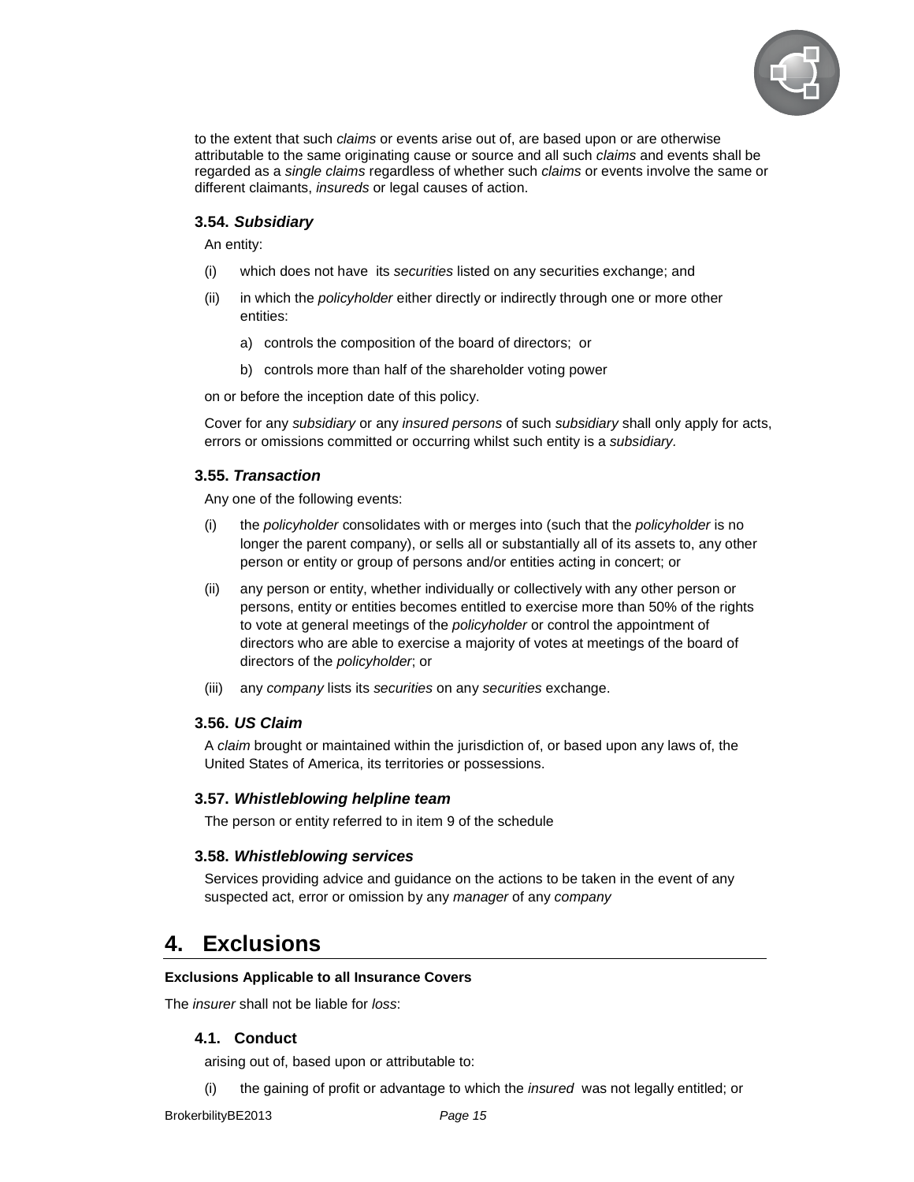to the extent that such *claims* or events arise out of, are based upon or are otherwise attributable to the same originating cause or source and all such *claims* and events shall be regarded as a *single claims* regardless of whether such *claims* or events involve the same or different claimants, *insureds* or legal causes of action.

### 3.54. *Subsidiary*

An entity:

(i) which does not have its *securities* listed on any securities exchange; and

(ii) in which the *policyholder* either directly or indirectly through one or more other entities:

   a) controls the composition of the board of directors; or

   b) controls more than half of the shareholder voting power

on or before the inception date of this policy.

Cover for any *subsidiary* or any *insured persons* of such *subsidiary* shall only apply for acts, errors or omissions committed or occurring whilst such entity is a *subsidiary.*

### 3.55. *Transaction*

Any one of the following events:

(i) the *policyholder* consolidates with or merges into (such that the *policyholder* is no longer the parent company), or sells all or substantially all of its assets to, any other person or entity or group of persons and/or entities acting in concert; or

(ii) any person or entity, whether individually or collectively with any other person or persons, entity or entities becomes entitled to exercise more than 50% of the rights to vote at general meetings of the *policyholder* or control the appointment of directors who are able to exercise a majority of votes at meetings of the board of directors of the *policyholder*; or

(iii) any *company* lists its *securities* on any *securities* exchange.

### 3.56. *US Claim*

A *claim* brought or maintained within the jurisdiction of, or based upon any laws of, the United States of America, its territories or possessions.

### 3.57. *Whistleblowing helpline team*

The person or entity referred to in item 9 of the schedule

### 3.58. *Whistleblowing services*

Services providing advice and guidance on the actions to be taken in the event of any suspected act, error or omission by any *manager* of any *company*

## 4. Exclusions

**Exclusions Applicable to all Insurance Covers**

The *insurer* shall not be liable for *loss*:

### 4.1. Conduct

arising out of, based upon or attributable to:

(i) the gaining of profit or advantage to which the *insured* was not legally entitled; or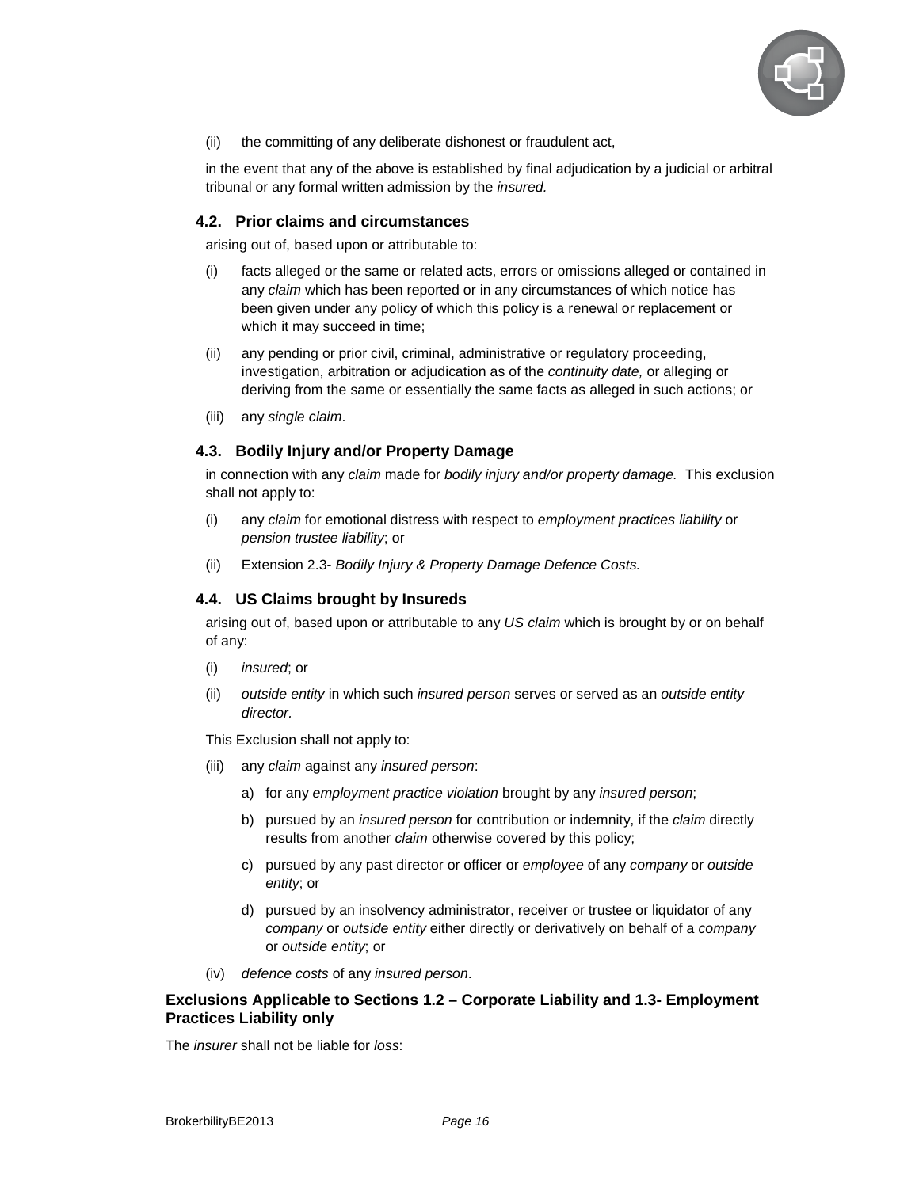(ii) the committing of any deliberate dishonest or fraudulent act,

in the event that any of the above is established by final adjudication by a judicial or arbitral tribunal or any formal written admission by the *insured.*

### 4.2. Prior claims and circumstances

arising out of, based upon or attributable to:

(i) facts alleged or the same or related acts, errors or omissions alleged or contained in any *claim* which has been reported or in any circumstances of which notice has been given under any policy of which this policy is a renewal or replacement or which it may succeed in time;

(ii) any pending or prior civil, criminal, administrative or regulatory proceeding, investigation, arbitration or adjudication as of the *continuity date,* or alleging or deriving from the same or essentially the same facts as alleged in such actions; or

(iii) any *single claim*.

### 4.3. Bodily Injury and/or Property Damage

in connection with any *claim* made for *bodily injury and/or property damage.* This exclusion shall not apply to:

(i) any *claim* for emotional distress with respect to *employment practices liability* or *pension trustee liability*; or

(ii) Extension 2.3- *Bodily Injury & Property Damage Defence Costs.*

### 4.4. US Claims brought by Insureds

arising out of, based upon or attributable to any *US claim* which is brought by or on behalf of any:

(i) *insured*; or

(ii) *outside entity* in which such *insured person* serves or served as an *outside entity director*.

This Exclusion shall not apply to:

(iii) any *claim* against any *insured person*:

a) for any *employment practice violation* brought by any *insured person*;

b) pursued by an *insured person* for contribution or indemnity, if the *claim* directly results from another *claim* otherwise covered by this policy;

c) pursued by any past director or officer or *employee* of any *company* or *outside entity*; or

d) pursued by an insolvency administrator, receiver or trustee or liquidator of any *company* or *outside entity* either directly or derivatively on behalf of a *company* or *outside entity*; or

(iv) *defence costs* of any *insured person*.

**Exclusions Applicable to Sections 1.2 – Corporate Liability and 1.3- Employment Practices Liability only**

The *insurer* shall not be liable for *loss*: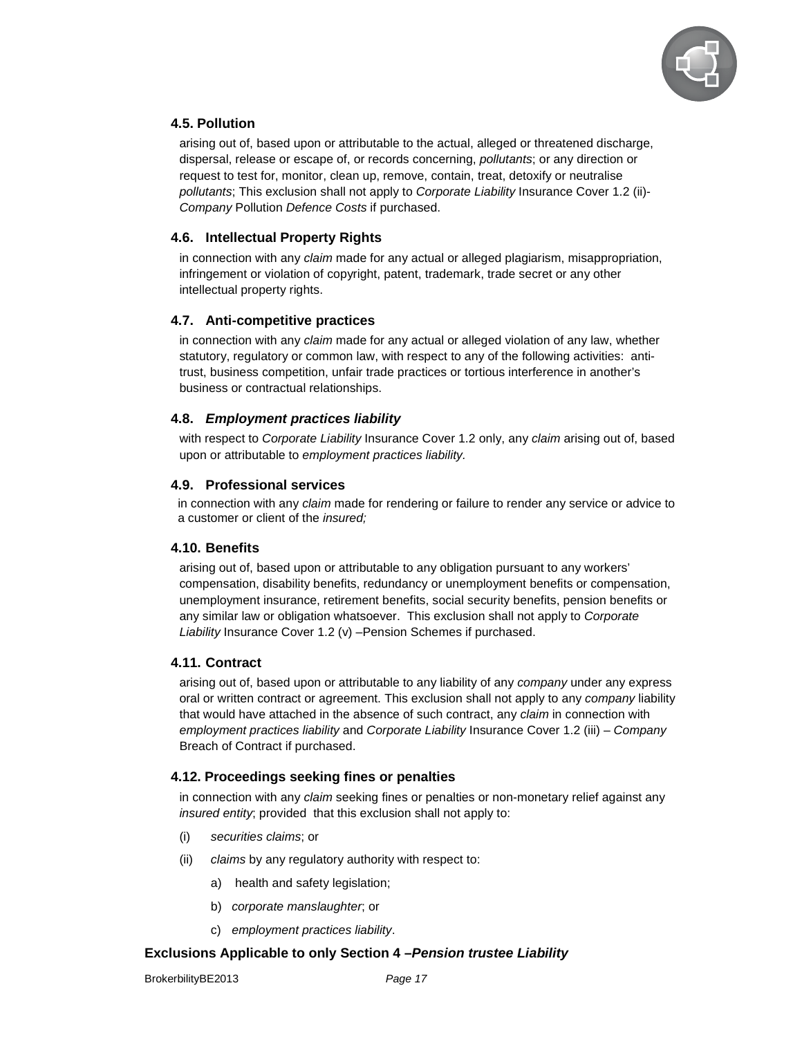### 4.5. Pollution

arising out of, based upon or attributable to the actual, alleged or threatened discharge, dispersal, release or escape of, or records concerning, *pollutants*; or any direction or request to test for, monitor, clean up, remove, contain, treat, detoxify or neutralise *pollutants*; This exclusion shall not apply to *Corporate Liability* Insurance Cover 1.2 (ii)- *Company* Pollution *Defence Costs* if purchased.

### 4.6. Intellectual Property Rights

in connection with any *claim* made for any actual or alleged plagiarism, misappropriation, infringement or violation of copyright, patent, trademark, trade secret or any other intellectual property rights.

### 4.7. Anti-competitive practices

in connection with any *claim* made for any actual or alleged violation of any law, whether statutory, regulatory or common law, with respect to any of the following activities: anti-trust, business competition, unfair trade practices or tortious interference in another's business or contractual relationships.

### 4.8. *Employment practices liability*

with respect to *Corporate Liability* Insurance Cover 1.2 only, any *claim* arising out of, based upon or attributable to *employment practices liability.*

### 4.9. Professional services

in connection with any *claim* made for rendering or failure to render any service or advice to a customer or client of the *insured;*

### 4.10. Benefits

arising out of, based upon or attributable to any obligation pursuant to any workers' compensation, disability benefits, redundancy or unemployment benefits or compensation, unemployment insurance, retirement benefits, social security benefits, pension benefits or any similar law or obligation whatsoever. This exclusion shall not apply to *Corporate Liability* Insurance Cover 1.2 (v) –Pension Schemes if purchased.

### 4.11. Contract

arising out of, based upon or attributable to any liability of any *company* under any express oral or written contract or agreement. This exclusion shall not apply to any *company* liability that would have attached in the absence of such contract, any *claim* in connection with *employment practices liability* and *Corporate Liability* Insurance Cover 1.2 (iii) – *Company* Breach of Contract if purchased.

### 4.12. Proceedings seeking fines or penalties

in connection with any *claim* seeking fines or penalties or non-monetary relief against any *insured entity*; provided that this exclusion shall not apply to:

(i) *securities claims*; or

(ii) *claims* by any regulatory authority with respect to:

a) health and safety legislation;

b) *corporate manslaughter*; or

c) *employment practices liability*.

**Exclusions Applicable to only Section 4 –*Pension trustee Liability***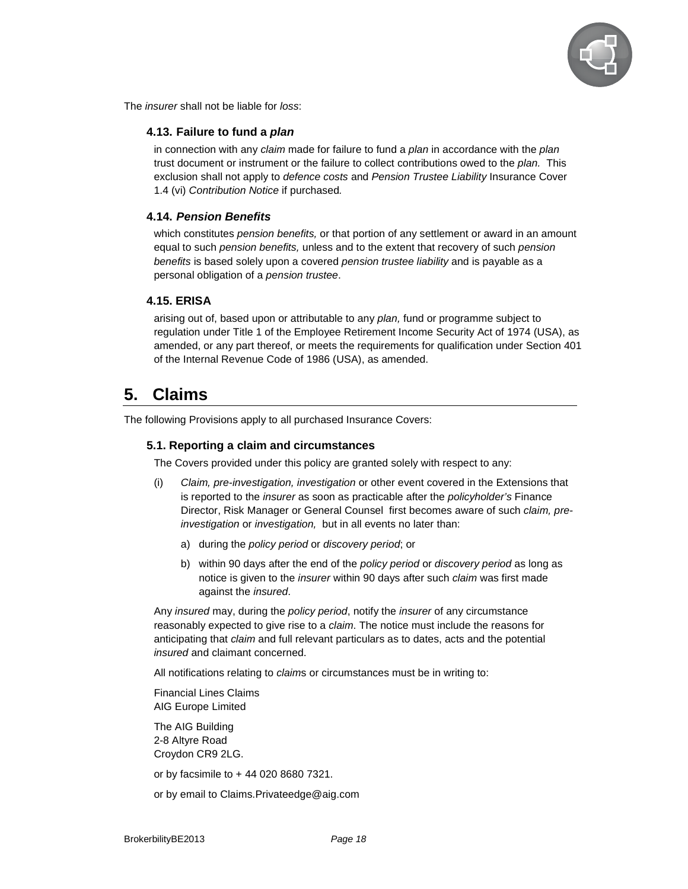The *insurer* shall not be liable for *loss*:

### 4.13. Failure to fund a *plan*

in connection with any *claim* made for failure to fund a *plan* in accordance with the *plan* trust document or instrument or the failure to collect contributions owed to the *plan.* This exclusion shall not apply to *defence costs* and *Pension Trustee Liability* Insurance Cover 1.4 (vi) *Contribution Notice* if purchased*.*

### 4.14. *Pension Benefits*

which constitutes *pension benefits,* or that portion of any settlement or award in an amount equal to such *pension benefits,* unless and to the extent that recovery of such *pension benefits* is based solely upon a covered *pension trustee liability* and is payable as a personal obligation of a *pension trustee*.

### 4.15. ERISA

arising out of, based upon or attributable to any *plan,* fund or programme subject to regulation under Title 1 of the Employee Retirement Income Security Act of 1974 (USA), as amended, or any part thereof, or meets the requirements for qualification under Section 401 of the Internal Revenue Code of 1986 (USA), as amended.

## 5. Claims

The following Provisions apply to all purchased Insurance Covers:

### 5.1. Reporting a claim and circumstances

The Covers provided under this policy are granted solely with respect to any:

(i) *Claim, pre-investigation, investigation* or other event covered in the Extensions that is reported to the *insurer* as soon as practicable after the *policyholder's* Finance Director, Risk Manager or General Counsel first becomes aware of such *claim, pre-investigation* or *investigation,* but in all events no later than:

  a) during the *policy period* or *discovery period*; or

  b) within 90 days after the end of the *policy period* or *discovery period* as long as notice is given to the *insurer* within 90 days after such *claim* was first made against the *insured*.

Any *insured* may, during the *policy period*, notify the *insurer* of any circumstance reasonably expected to give rise to a *claim*. The notice must include the reasons for anticipating that *claim* and full relevant particulars as to dates, acts and the potential *insured* and claimant concerned.

All notifications relating to *claim*s or circumstances must be in writing to:

Financial Lines Claims
AIG Europe Limited

The AIG Building
2-8 Altyre Road
Croydon CR9 2LG.

or by facsimile to + 44 020 8680 7321.

or by email to Claims.Privateedge@aig.com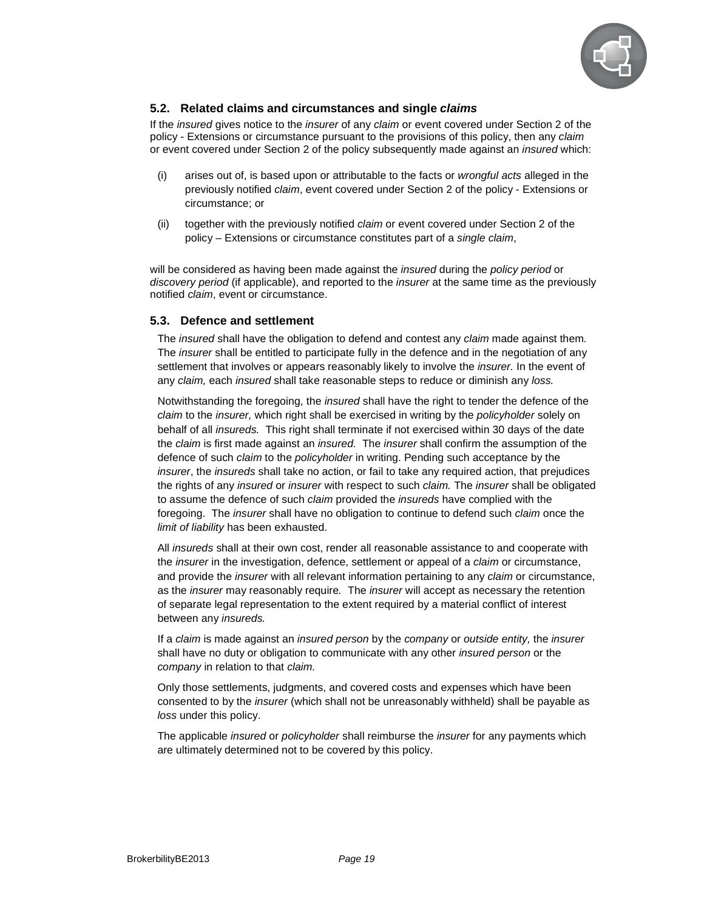### 5.2. Related claims and circumstances and single *claims*

If the *insured* gives notice to the *insurer* of any *claim* or event covered under Section 2 of the policy - Extensions or circumstance pursuant to the provisions of this policy, then any *claim* or event covered under Section 2 of the policy subsequently made against an *insured* which:

(i) arises out of, is based upon or attributable to the facts or *wrongful acts* alleged in the previously notified *claim*, event covered under Section 2 of the policy - Extensions or circumstance; or

(ii) together with the previously notified *claim* or event covered under Section 2 of the policy – Extensions or circumstance constitutes part of a *single claim*,

will be considered as having been made against the *insured* during the *policy period* or *discovery period* (if applicable), and reported to the *insurer* at the same time as the previously notified *claim*, event or circumstance.

### 5.3. Defence and settlement

The *insured* shall have the obligation to defend and contest any *claim* made against them. The *insurer* shall be entitled to participate fully in the defence and in the negotiation of any settlement that involves or appears reasonably likely to involve the *insurer.* In the event of any *claim,* each *insured* shall take reasonable steps to reduce or diminish any *loss.*

Notwithstanding the foregoing, the *insured* shall have the right to tender the defence of the *claim* to the *insurer,* which right shall be exercised in writing by the *policyholder* solely on behalf of all *insureds.* This right shall terminate if not exercised within 30 days of the date the *claim* is first made against an *insured.* The *insurer* shall confirm the assumption of the defence of such *claim* to the *policyholder* in writing. Pending such acceptance by the *insurer*, the *insureds* shall take no action, or fail to take any required action, that prejudices the rights of any *insured* or *insurer* with respect to such *claim.* The *insurer* shall be obligated to assume the defence of such *claim* provided the *insureds* have complied with the foregoing. The *insurer* shall have no obligation to continue to defend such *claim* once the *limit of liability* has been exhausted.

All *insureds* shall at their own cost, render all reasonable assistance to and cooperate with the *insurer* in the investigation, defence, settlement or appeal of a *claim* or circumstance, and provide the *insurer* with all relevant information pertaining to any *claim* or circumstance, as the *insurer* may reasonably require*.* The *insurer* will accept as necessary the retention of separate legal representation to the extent required by a material conflict of interest between any *insureds.*

If a *claim* is made against an *insured person* by the *company* or *outside entity,* the *insurer* shall have no duty or obligation to communicate with any other *insured person* or the *company* in relation to that *claim.*

Only those settlements, judgments, and covered costs and expenses which have been consented to by the *insurer* (which shall not be unreasonably withheld) shall be payable as *loss* under this policy.

The applicable *insured* or *policyholder* shall reimburse the *insurer* for any payments which are ultimately determined not to be covered by this policy.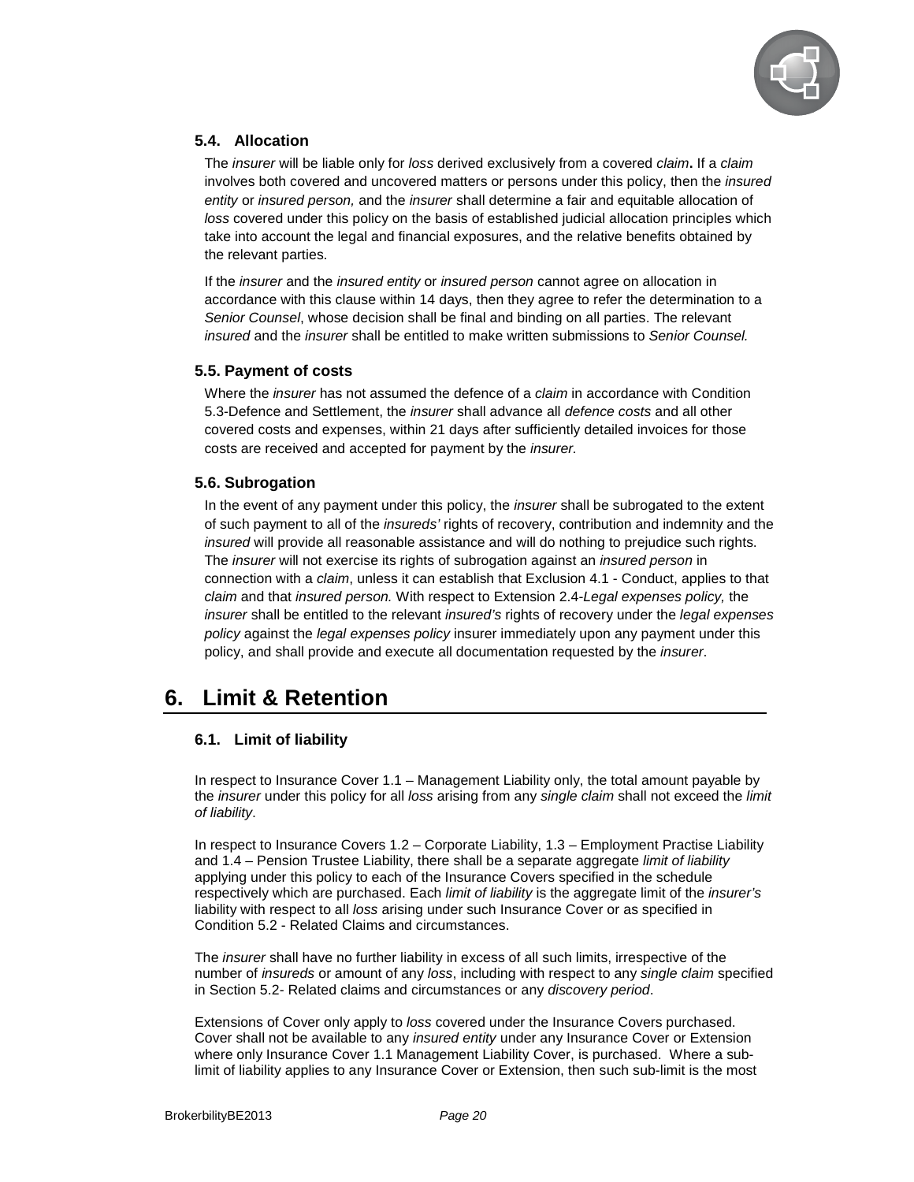### 5.4. Allocation

The *insurer* will be liable only for *loss* derived exclusively from a covered *claim***.** If a *claim* involves both covered and uncovered matters or persons under this policy, then the *insured entity* or *insured person,* and the *insurer* shall determine a fair and equitable allocation of *loss* covered under this policy on the basis of established judicial allocation principles which take into account the legal and financial exposures, and the relative benefits obtained by the relevant parties.

If the *insurer* and the *insured entity* or *insured person* cannot agree on allocation in accordance with this clause within 14 days, then they agree to refer the determination to a *Senior Counsel*, whose decision shall be final and binding on all parties. The relevant *insured* and the *insurer* shall be entitled to make written submissions to *Senior Counsel.*

### 5.5. Payment of costs

Where the *insurer* has not assumed the defence of a *claim* in accordance with Condition 5.3-Defence and Settlement, the *insurer* shall advance all *defence costs* and all other covered costs and expenses, within 21 days after sufficiently detailed invoices for those costs are received and accepted for payment by the *insurer.*

### 5.6. Subrogation

In the event of any payment under this policy, the *insurer* shall be subrogated to the extent of such payment to all of the *insureds'* rights of recovery, contribution and indemnity and the *insured* will provide all reasonable assistance and will do nothing to prejudice such rights. The *insurer* will not exercise its rights of subrogation against an *insured person* in connection with a *claim*, unless it can establish that Exclusion 4.1 - Conduct, applies to that *claim* and that *insured person.* With respect to Extension 2.4-*Legal expenses policy,* the *insurer* shall be entitled to the relevant *insured's* rights of recovery under the *legal expenses policy* against the *legal expenses policy* insurer immediately upon any payment under this policy, and shall provide and execute all documentation requested by the *insurer*.

## 6. Limit & Retention

### 6.1. Limit of liability

In respect to Insurance Cover 1.1 – Management Liability only, the total amount payable by the *insurer* under this policy for all *loss* arising from any *single claim* shall not exceed the *limit of liability*.

In respect to Insurance Covers 1.2 – Corporate Liability, 1.3 – Employment Practise Liability and 1.4 – Pension Trustee Liability, there shall be a separate aggregate *limit of liability* applying under this policy to each of the Insurance Covers specified in the schedule respectively which are purchased. Each *limit of liability* is the aggregate limit of the *insurer's* liability with respect to all *loss* arising under such Insurance Cover or as specified in Condition 5.2 - Related Claims and circumstances.

The *insurer* shall have no further liability in excess of all such limits, irrespective of the number of *insureds* or amount of any *loss*, including with respect to any *single claim* specified in Section 5.2- Related claims and circumstances or any *discovery period*.

Extensions of Cover only apply to *loss* covered under the Insurance Covers purchased. Cover shall not be available to any *insured entity* under any Insurance Cover or Extension where only Insurance Cover 1.1 Management Liability Cover, is purchased. Where a sub-limit of liability applies to any Insurance Cover or Extension, then such sub-limit is the most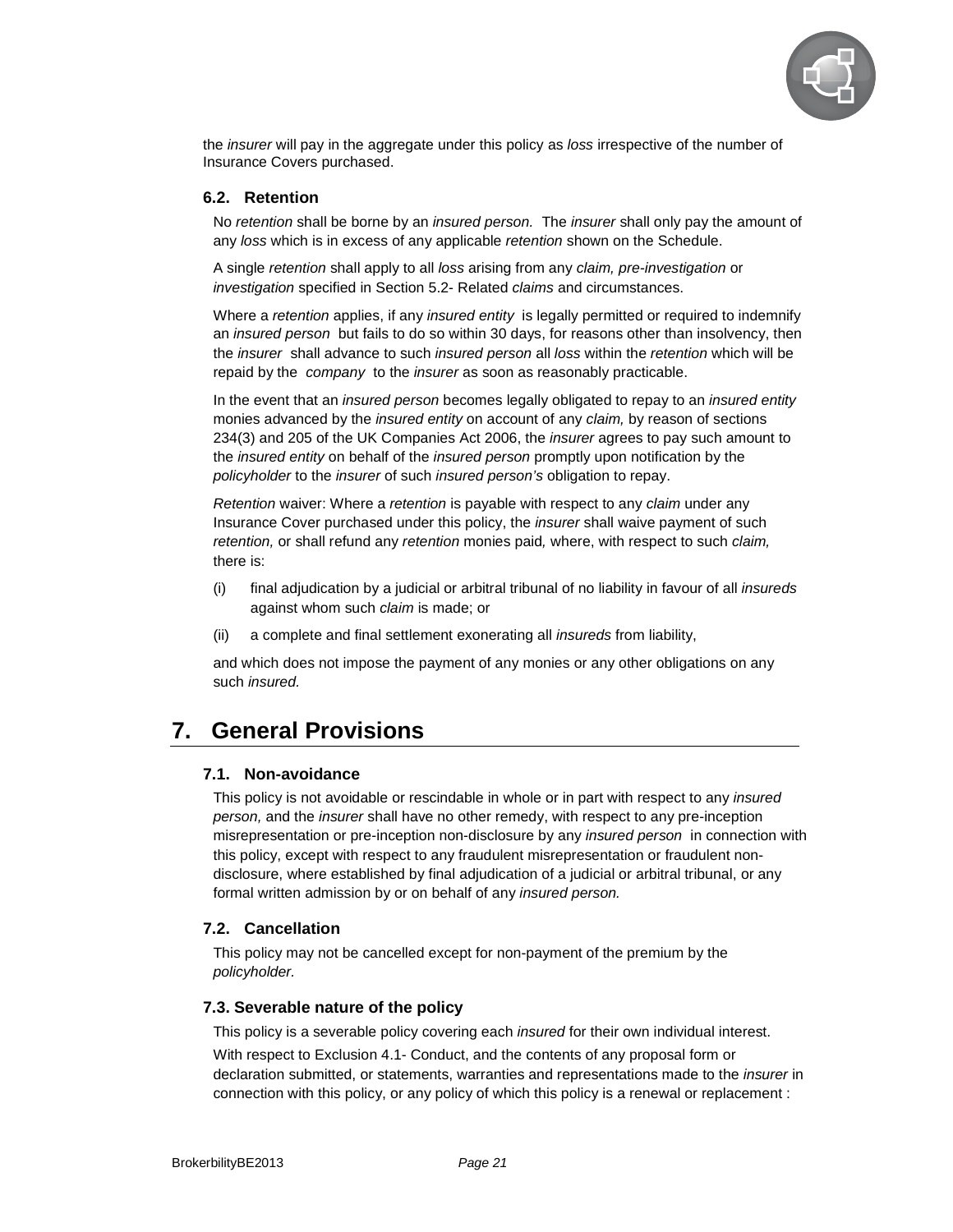the *insurer* will pay in the aggregate under this policy as *loss* irrespective of the number of Insurance Covers purchased.

### 6.2. Retention

No *retention* shall be borne by an *insured person.* The *insurer* shall only pay the amount of any *loss* which is in excess of any applicable *retention* shown on the Schedule.

A single *retention* shall apply to all *loss* arising from any *claim, pre-investigation* or *investigation* specified in Section 5.2- Related *claims* and circumstances.

Where a *retention* applies, if any *insured entity* is legally permitted or required to indemnify an *insured person* but fails to do so within 30 days, for reasons other than insolvency, then the *insurer* shall advance to such *insured person* all *loss* within the *retention* which will be repaid by the *company* to the *insurer* as soon as reasonably practicable.

In the event that an *insured person* becomes legally obligated to repay to an *insured entity* monies advanced by the *insured entity* on account of any *claim,* by reason of sections 234(3) and 205 of the UK Companies Act 2006, the *insurer* agrees to pay such amount to the *insured entity* on behalf of the *insured person* promptly upon notification by the *policyholder* to the *insurer* of such *insured person's* obligation to repay.

*Retention* waiver: Where a *retention* is payable with respect to any *claim* under any Insurance Cover purchased under this policy, the *insurer* shall waive payment of such *retention,* or shall refund any *retention* monies paid*,* where, with respect to such *claim,* there is:

(i) final adjudication by a judicial or arbitral tribunal of no liability in favour of all *insureds* against whom such *claim* is made; or

(ii) a complete and final settlement exonerating all *insureds* from liability,

and which does not impose the payment of any monies or any other obligations on any such *insured.*

## 7. General Provisions

### 7.1. Non-avoidance

This policy is not avoidable or rescindable in whole or in part with respect to any *insured person,* and the *insurer* shall have no other remedy, with respect to any pre-inception misrepresentation or pre-inception non-disclosure by any *insured person* in connection with this policy, except with respect to any fraudulent misrepresentation or fraudulent non-disclosure, where established by final adjudication of a judicial or arbitral tribunal, or any formal written admission by or on behalf of any *insured person.*

### 7.2. Cancellation

This policy may not be cancelled except for non-payment of the premium by the *policyholder*.

### 7.3. Severable nature of the policy

This policy is a severable policy covering each *insured* for their own individual interest.

With respect to Exclusion 4.1- Conduct, and the contents of any proposal form or declaration submitted, or statements, warranties and representations made to the *insurer* in connection with this policy, or any policy of which this policy is a renewal or replacement :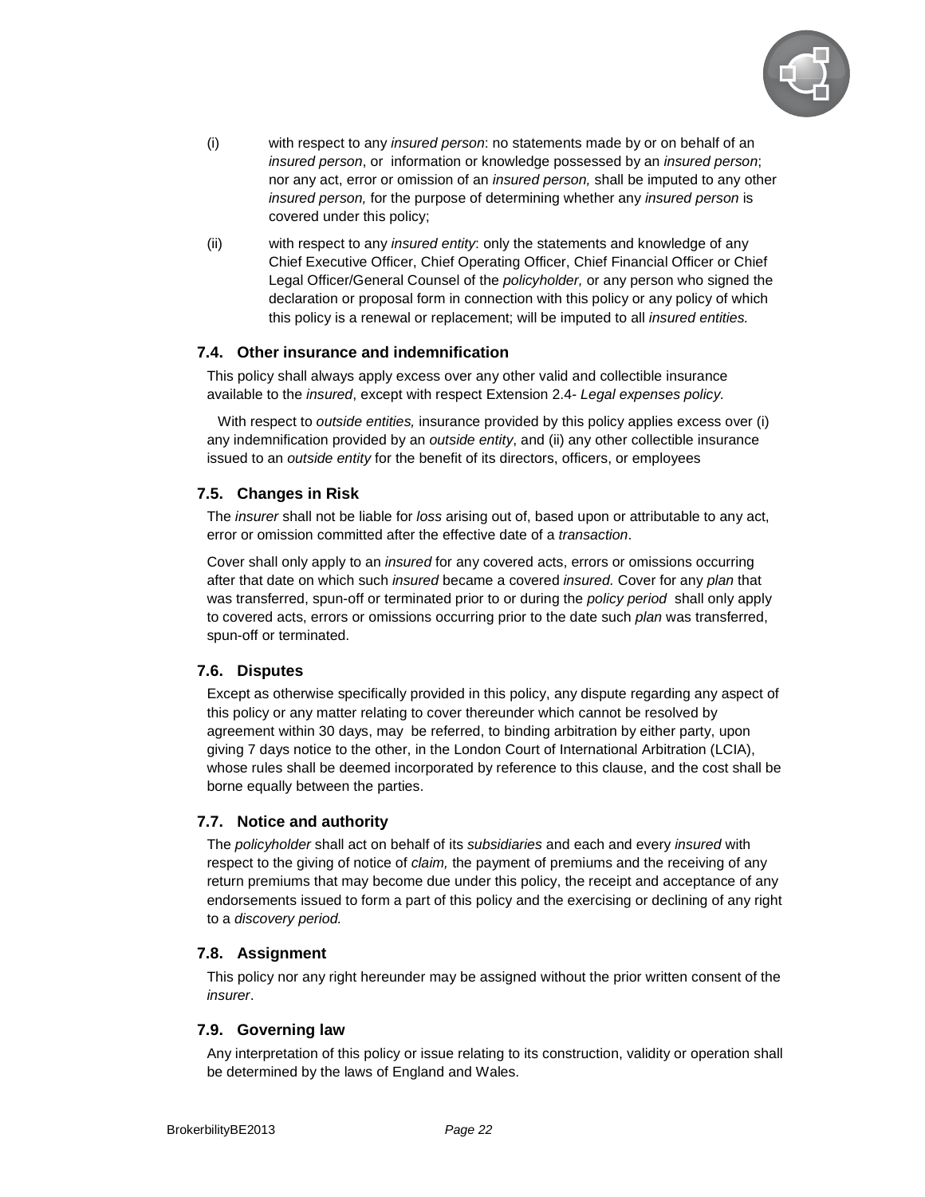(i) with respect to any *insured person*: no statements made by or on behalf of an *insured person*, or information or knowledge possessed by an *insured person*; nor any act, error or omission of an *insured person,* shall be imputed to any other *insured person,* for the purpose of determining whether any *insured person* is covered under this policy;

(ii) with respect to any *insured entity*: only the statements and knowledge of any Chief Executive Officer, Chief Operating Officer, Chief Financial Officer or Chief Legal Officer/General Counsel of the *policyholder,* or any person who signed the declaration or proposal form in connection with this policy or any policy of which this policy is a renewal or replacement; will be imputed to all *insured entities.*

### 7.4. Other insurance and indemnification

This policy shall always apply excess over any other valid and collectible insurance available to the *insured*, except with respect Extension 2.4- *Legal expenses policy.*

With respect to *outside entities,* insurance provided by this policy applies excess over (i) any indemnification provided by an *outside entity*, and (ii) any other collectible insurance issued to an *outside entity* for the benefit of its directors, officers, or employees

### 7.5. Changes in Risk

The *insurer* shall not be liable for *loss* arising out of, based upon or attributable to any act, error or omission committed after the effective date of a *transaction*.

Cover shall only apply to an *insured* for any covered acts, errors or omissions occurring after that date on which such *insured* became a covered *insured.* Cover for any *plan* that was transferred, spun-off or terminated prior to or during the *policy period* shall only apply to covered acts, errors or omissions occurring prior to the date such *plan* was transferred, spun-off or terminated.

### 7.6. Disputes

Except as otherwise specifically provided in this policy, any dispute regarding any aspect of this policy or any matter relating to cover thereunder which cannot be resolved by agreement within 30 days, may be referred, to binding arbitration by either party, upon giving 7 days notice to the other, in the London Court of International Arbitration (LCIA), whose rules shall be deemed incorporated by reference to this clause, and the cost shall be borne equally between the parties.

### 7.7. Notice and authority

The *policyholder* shall act on behalf of its *subsidiaries* and each and every *insured* with respect to the giving of notice of *claim,* the payment of premiums and the receiving of any return premiums that may become due under this policy, the receipt and acceptance of any endorsements issued to form a part of this policy and the exercising or declining of any right to a *discovery period.*

### 7.8. Assignment

This policy nor any right hereunder may be assigned without the prior written consent of the *insurer*.

### 7.9. Governing law

Any interpretation of this policy or issue relating to its construction, validity or operation shall be determined by the laws of England and Wales.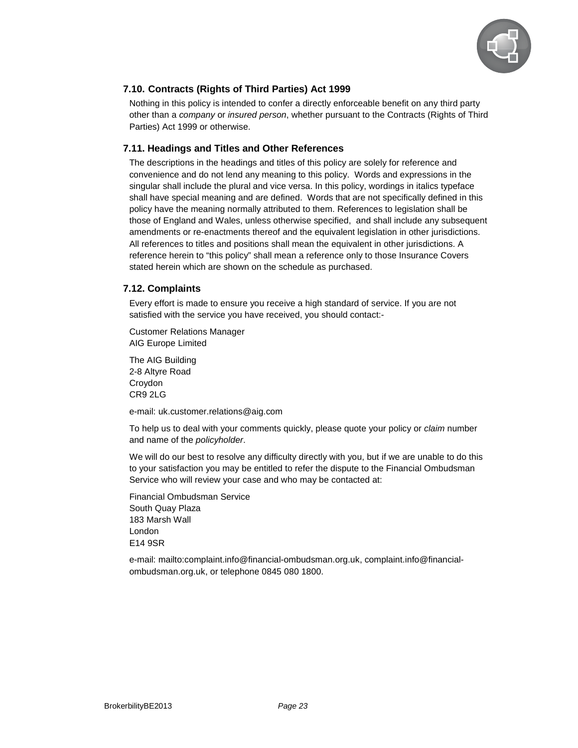### 7.10. Contracts (Rights of Third Parties) Act 1999

Nothing in this policy is intended to confer a directly enforceable benefit on any third party other than a *company* or *insured person*, whether pursuant to the Contracts (Rights of Third Parties) Act 1999 or otherwise.

### 7.11. Headings and Titles and Other References

The descriptions in the headings and titles of this policy are solely for reference and convenience and do not lend any meaning to this policy. Words and expressions in the singular shall include the plural and vice versa. In this policy, wordings in italics typeface shall have special meaning and are defined. Words that are not specifically defined in this policy have the meaning normally attributed to them. References to legislation shall be those of England and Wales, unless otherwise specified, and shall include any subsequent amendments or re-enactments thereof and the equivalent legislation in other jurisdictions. All references to titles and positions shall mean the equivalent in other jurisdictions. A reference herein to "this policy" shall mean a reference only to those Insurance Covers stated herein which are shown on the schedule as purchased.

### 7.12. Complaints

Every effort is made to ensure you receive a high standard of service. If you are not satisfied with the service you have received, you should contact:-

Customer Relations Manager
AIG Europe Limited

The AIG Building
2-8 Altyre Road
Croydon
CR9 2LG

e-mail: uk.customer.relations@aig.com

To help us to deal with your comments quickly, please quote your policy or *claim* number and name of the *policyholder*.

We will do our best to resolve any difficulty directly with you, but if we are unable to do this to your satisfaction you may be entitled to refer the dispute to the Financial Ombudsman Service who will review your case and who may be contacted at:

Financial Ombudsman Service
South Quay Plaza
183 Marsh Wall
London
E14 9SR

e-mail: mailto:complaint.info@financial-ombudsman.org.uk, complaint.info@financial-ombudsman.org.uk, or telephone 0845 080 1800.